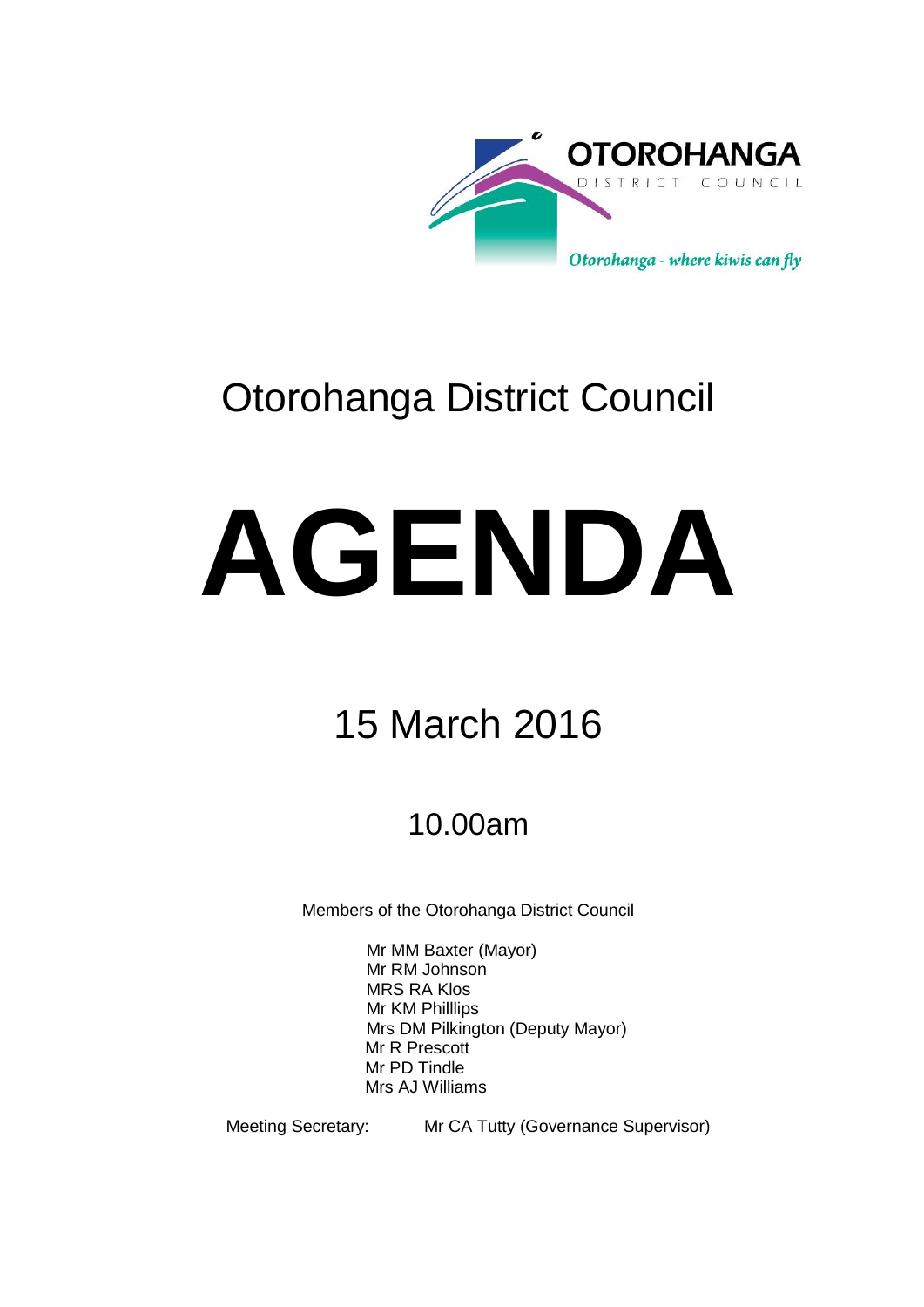OTOROHANGA DISTRICT COUNCIL

*Otorohanga - where kiwis can fly*

# Otorohanga District Council

# AGENDA

## 15 March 2016

### 10.00am

Members of the Otorohanga District Council

Mr MM Baxter (Mayor)
Mr RM Johnson
MRS RA Klos
Mr KM Philllips
Mrs DM Pilkington (Deputy Mayor)
Mr R Prescott
Mr PD Tindle
Mrs AJ Williams

Meeting Secretary: Mr CA Tutty (Governance Supervisor)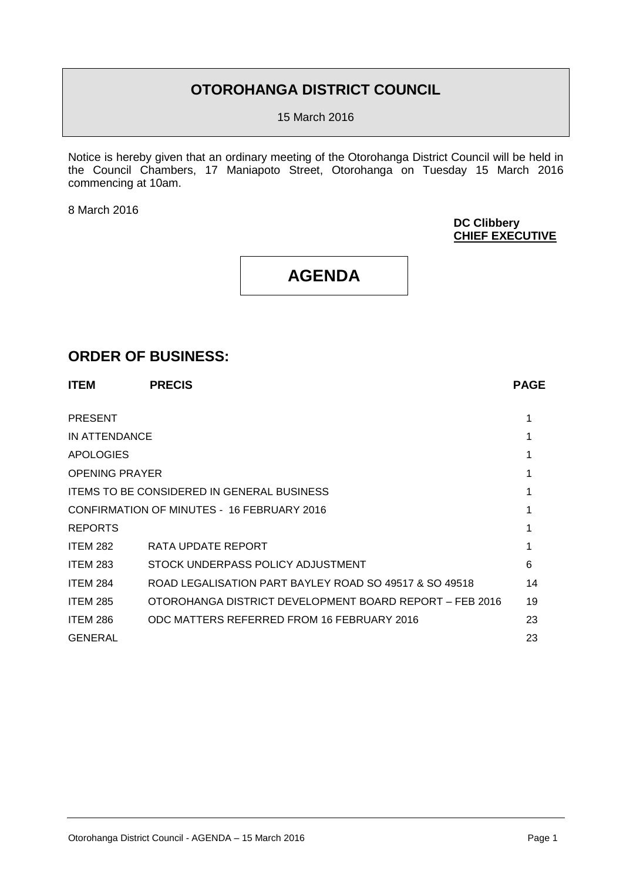# OTOROHANGA DISTRICT COUNCIL

15 March 2016

Notice is hereby given that an ordinary meeting of the Otorohanga District Council will be held in the Council Chambers, 17 Maniapoto Street, Otorohanga on Tuesday 15 March 2016 commencing at 10am.

8 March 2016

**DC Clibbery**
**CHIEF EXECUTIVE**

# AGENDA

## ORDER OF BUSINESS:

| ITEM | PRECIS | PAGE |
|---|---|---|
| PRESENT | | 1 |
| IN ATTENDANCE | | 1 |
| APOLOGIES | | 1 |
| OPENING PRAYER | | 1 |
| ITEMS TO BE CONSIDERED IN GENERAL BUSINESS | | 1 |
| CONFIRMATION OF MINUTES - 16 FEBRUARY 2016 | | 1 |
| REPORTS | | 1 |
| ITEM 282 | RATA UPDATE REPORT | 1 |
| ITEM 283 | STOCK UNDERPASS POLICY ADJUSTMENT | 6 |
| ITEM 284 | ROAD LEGALISATION PART BAYLEY ROAD SO 49517 & SO 49518 | 14 |
| ITEM 285 | OTOROHANGA DISTRICT DEVELOPMENT BOARD REPORT – FEB 2016 | 19 |
| ITEM 286 | ODC MATTERS REFERRED FROM 16 FEBRUARY 2016 | 23 |
| GENERAL | | 23 |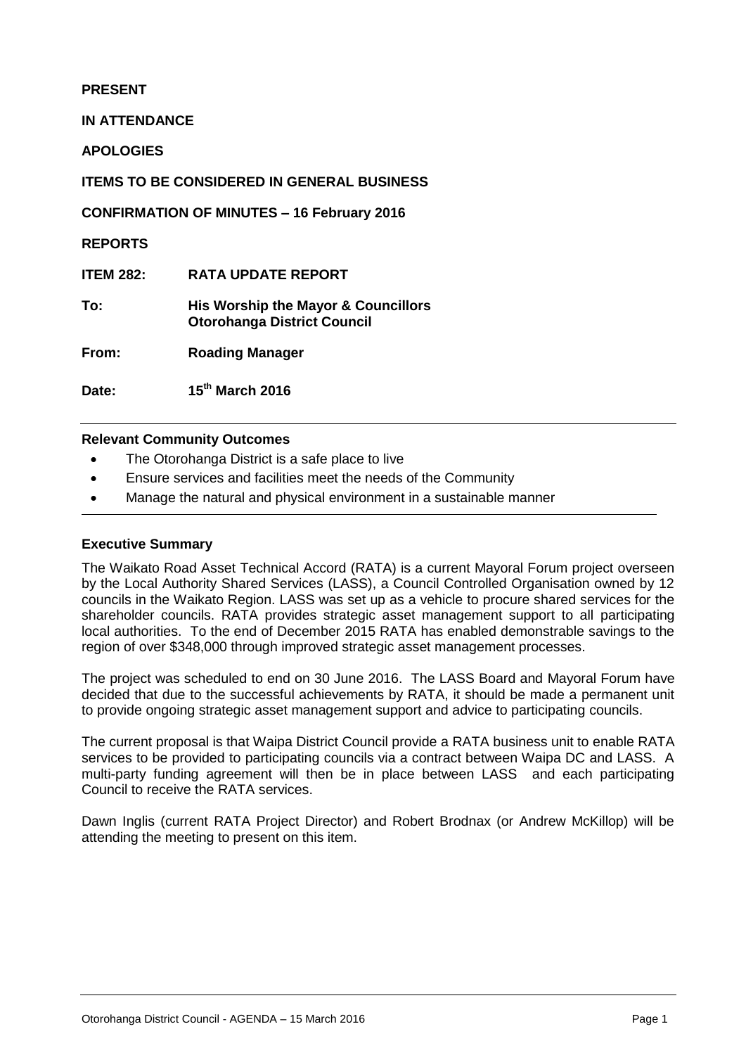**PRESENT**

**IN ATTENDANCE**

**APOLOGIES**

**ITEMS TO BE CONSIDERED IN GENERAL BUSINESS**

**CONFIRMATION OF MINUTES – 16 February 2016**

**REPORTS**

**ITEM 282: RATA UPDATE REPORT**

**To:** **His Worship the Mayor & Councillors Otorohanga District Council**

**From:** **Roading Manager**

**Date:** **15th March 2016**

---

**Relevant Community Outcomes**

- The Otorohanga District is a safe place to live
- Ensure services and facilities meet the needs of the Community
- Manage the natural and physical environment in a sustainable manner

---

**Executive Summary**

The Waikato Road Asset Technical Accord (RATA) is a current Mayoral Forum project overseen by the Local Authority Shared Services (LASS), a Council Controlled Organisation owned by 12 councils in the Waikato Region. LASS was set up as a vehicle to procure shared services for the shareholder councils. RATA provides strategic asset management support to all participating local authorities. To the end of December 2015 RATA has enabled demonstrable savings to the region of over $348,000 through improved strategic asset management processes.

The project was scheduled to end on 30 June 2016. The LASS Board and Mayoral Forum have decided that due to the successful achievements by RATA, it should be made a permanent unit to provide ongoing strategic asset management support and advice to participating councils.

The current proposal is that Waipa District Council provide a RATA business unit to enable RATA services to be provided to participating councils via a contract between Waipa DC and LASS. A multi-party funding agreement will then be in place between LASS and each participating Council to receive the RATA services.

Dawn Inglis (current RATA Project Director) and Robert Brodnax (or Andrew McKillop) will be attending the meeting to present on this item.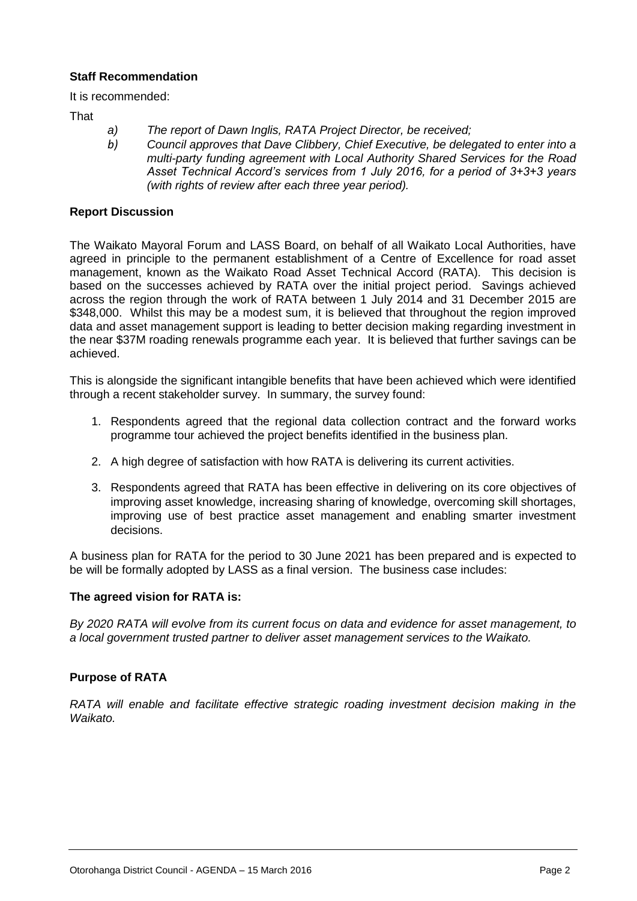**Staff Recommendation**

It is recommended:

That

- *a) The report of Dawn Inglis, RATA Project Director, be received;*
- *b) Council approves that Dave Clibbery, Chief Executive, be delegated to enter into a multi-party funding agreement with Local Authority Shared Services for the Road Asset Technical Accord's services from 1 July 2016, for a period of 3+3+3 years (with rights of review after each three year period).*

**Report Discussion**

The Waikato Mayoral Forum and LASS Board, on behalf of all Waikato Local Authorities, have agreed in principle to the permanent establishment of a Centre of Excellence for road asset management, known as the Waikato Road Asset Technical Accord (RATA). This decision is based on the successes achieved by RATA over the initial project period. Savings achieved across the region through the work of RATA between 1 July 2014 and 31 December 2015 are $348,000. Whilst this may be a modest sum, it is believed that throughout the region improved data and asset management support is leading to better decision making regarding investment in the near $37M roading renewals programme each year. It is believed that further savings can be achieved.

This is alongside the significant intangible benefits that have been achieved which were identified through a recent stakeholder survey. In summary, the survey found:

1. Respondents agreed that the regional data collection contract and the forward works programme tour achieved the project benefits identified in the business plan.
2. A high degree of satisfaction with how RATA is delivering its current activities.
3. Respondents agreed that RATA has been effective in delivering on its core objectives of improving asset knowledge, increasing sharing of knowledge, overcoming skill shortages, improving use of best practice asset management and enabling smarter investment decisions.

A business plan for RATA for the period to 30 June 2021 has been prepared and is expected to be will be formally adopted by LASS as a final version. The business case includes:

**The agreed vision for RATA is:**

*By 2020 RATA will evolve from its current focus on data and evidence for asset management, to a local government trusted partner to deliver asset management services to the Waikato.*

**Purpose of RATA**

*RATA will enable and facilitate effective strategic roading investment decision making in the Waikato.*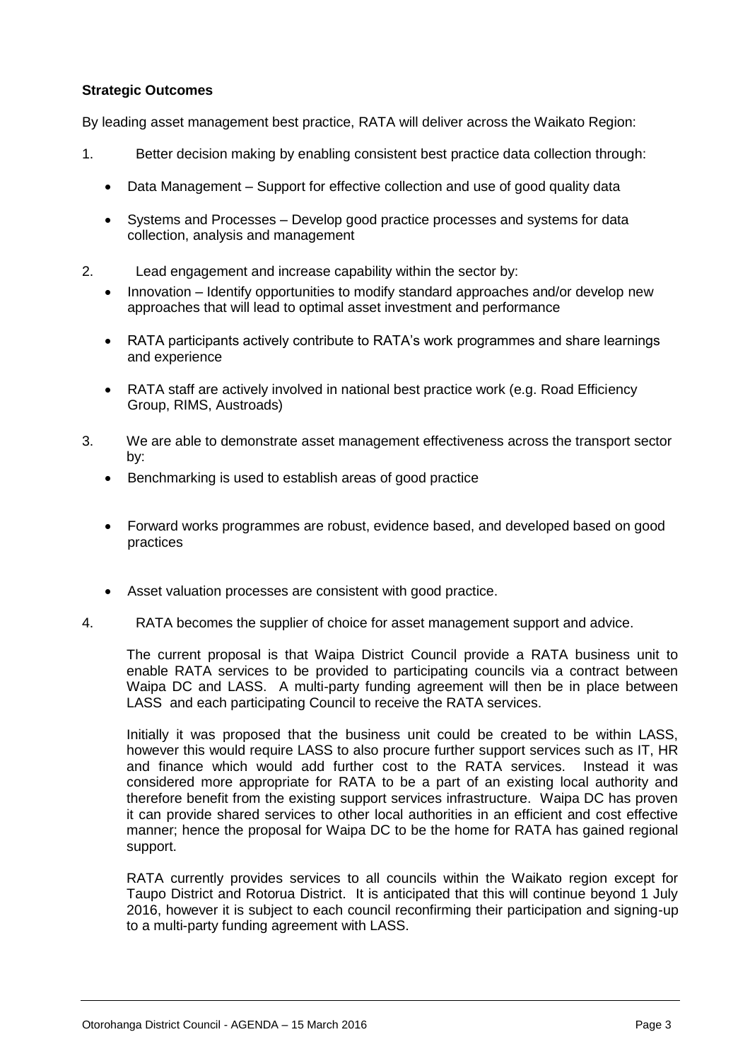**Strategic Outcomes**

By leading asset management best practice, RATA will deliver across the Waikato Region:

1. Better decision making by enabling consistent best practice data collection through:

   - Data Management – Support for effective collection and use of good quality data
   - Systems and Processes – Develop good practice processes and systems for data collection, analysis and management

2. Lead engagement and increase capability within the sector by:

   - Innovation – Identify opportunities to modify standard approaches and/or develop new approaches that will lead to optimal asset investment and performance
   - RATA participants actively contribute to RATA's work programmes and share learnings and experience
   - RATA staff are actively involved in national best practice work (e.g. Road Efficiency Group, RIMS, Austroads)

3. We are able to demonstrate asset management effectiveness across the transport sector by:

   - Benchmarking is used to establish areas of good practice
   - Forward works programmes are robust, evidence based, and developed based on good practices
   - Asset valuation processes are consistent with good practice.

4. RATA becomes the supplier of choice for asset management support and advice.

The current proposal is that Waipa District Council provide a RATA business unit to enable RATA services to be provided to participating councils via a contract between Waipa DC and LASS. A multi-party funding agreement will then be in place between LASS and each participating Council to receive the RATA services.

Initially it was proposed that the business unit could be created to be within LASS, however this would require LASS to also procure further support services such as IT, HR and finance which would add further cost to the RATA services. Instead it was considered more appropriate for RATA to be a part of an existing local authority and therefore benefit from the existing support services infrastructure. Waipa DC has proven it can provide shared services to other local authorities in an efficient and cost effective manner; hence the proposal for Waipa DC to be the home for RATA has gained regional support.

RATA currently provides services to all councils within the Waikato region except for Taupo District and Rotorua District. It is anticipated that this will continue beyond 1 July 2016, however it is subject to each council reconfirming their participation and signing-up to a multi-party funding agreement with LASS.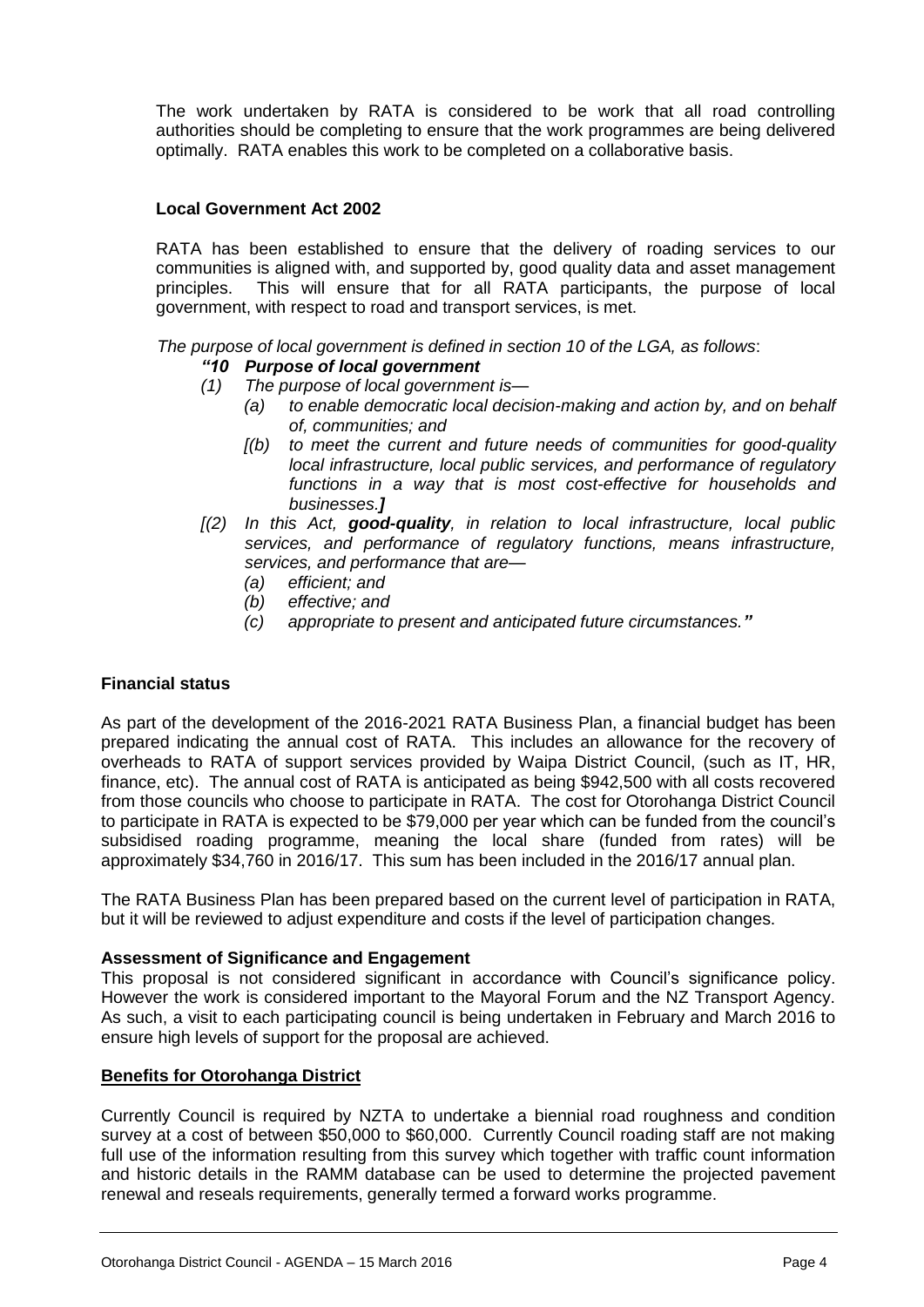The work undertaken by RATA is considered to be work that all road controlling authorities should be completing to ensure that the work programmes are being delivered optimally. RATA enables this work to be completed on a collaborative basis.

**Local Government Act 2002**

RATA has been established to ensure that the delivery of roading services to our communities is aligned with, and supported by, good quality data and asset management principles. This will ensure that for all RATA participants, the purpose of local government, with respect to road and transport services, is met.

*The purpose of local government is defined in section 10 of the LGA, as follows*:

***"10 Purpose of local government***

*(1) The purpose of local government is—*

*(a) to enable democratic local decision-making and action by, and on behalf of, communities; and*

*[(b) to meet the current and future needs of communities for good-quality local infrastructure, local public services, and performance of regulatory functions in a way that is most cost-effective for households and businesses.**]***

*[(2) In this Act,* ***good-quality****, in relation to local infrastructure, local public services, and performance of regulatory functions, means infrastructure, services, and performance that are—*

*(a) efficient; and*

*(b) effective; and*

*(c) appropriate to present and anticipated future circumstances.**"***

**Financial status**

As part of the development of the 2016-2021 RATA Business Plan, a financial budget has been prepared indicating the annual cost of RATA. This includes an allowance for the recovery of overheads to RATA of support services provided by Waipa District Council, (such as IT, HR, finance, etc). The annual cost of RATA is anticipated as being $942,500 with all costs recovered from those councils who choose to participate in RATA. The cost for Otorohanga District Council to participate in RATA is expected to be $79,000 per year which can be funded from the council's subsidised roading programme, meaning the local share (funded from rates) will be approximately $34,760 in 2016/17. This sum has been included in the 2016/17 annual plan.

The RATA Business Plan has been prepared based on the current level of participation in RATA, but it will be reviewed to adjust expenditure and costs if the level of participation changes.

**Assessment of Significance and Engagement**

This proposal is not considered significant in accordance with Council's significance policy. However the work is considered important to the Mayoral Forum and the NZ Transport Agency. As such, a visit to each participating council is being undertaken in February and March 2016 to ensure high levels of support for the proposal are achieved.

**Benefits for Otorohanga District**

Currently Council is required by NZTA to undertake a biennial road roughness and condition survey at a cost of between $50,000 to $60,000. Currently Council roading staff are not making full use of the information resulting from this survey which together with traffic count information and historic details in the RAMM database can be used to determine the projected pavement renewal and reseals requirements, generally termed a forward works programme.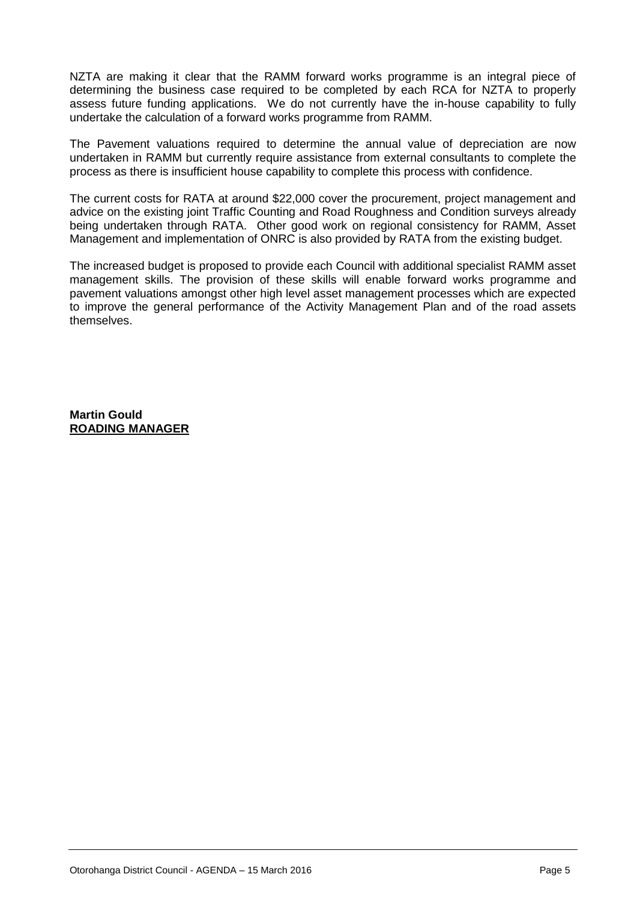NZTA are making it clear that the RAMM forward works programme is an integral piece of determining the business case required to be completed by each RCA for NZTA to properly assess future funding applications. We do not currently have the in-house capability to fully undertake the calculation of a forward works programme from RAMM.

The Pavement valuations required to determine the annual value of depreciation are now undertaken in RAMM but currently require assistance from external consultants to complete the process as there is insufficient house capability to complete this process with confidence.

The current costs for RATA at around $22,000 cover the procurement, project management and advice on the existing joint Traffic Counting and Road Roughness and Condition surveys already being undertaken through RATA. Other good work on regional consistency for RAMM, Asset Management and implementation of ONRC is also provided by RATA from the existing budget.

The increased budget is proposed to provide each Council with additional specialist RAMM asset management skills. The provision of these skills will enable forward works programme and pavement valuations amongst other high level asset management processes which are expected to improve the general performance of the Activity Management Plan and of the road assets themselves.

**Martin Gould**
**ROADING MANAGER**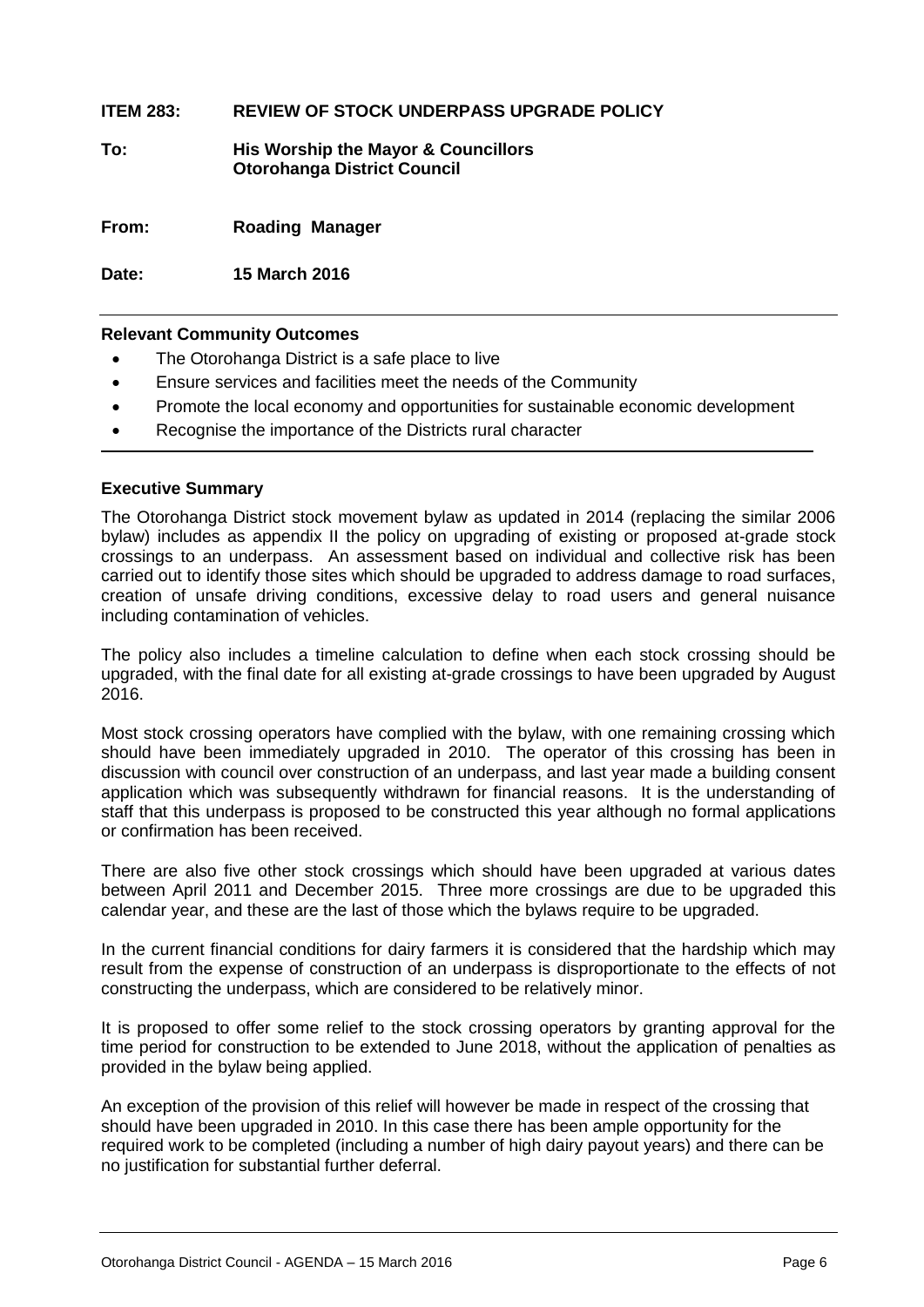**ITEM 283: REVIEW OF STOCK UNDERPASS UPGRADE POLICY**

**To:** **His Worship the Mayor & Councillors**
**Otorohanga District Council**

**From:** **Roading Manager**

**Date:** **15 March 2016**

---

**Relevant Community Outcomes**

- The Otorohanga District is a safe place to live
- Ensure services and facilities meet the needs of the Community
- Promote the local economy and opportunities for sustainable economic development
- Recognise the importance of the Districts rural character

---

**Executive Summary**

The Otorohanga District stock movement bylaw as updated in 2014 (replacing the similar 2006 bylaw) includes as appendix II the policy on upgrading of existing or proposed at-grade stock crossings to an underpass. An assessment based on individual and collective risk has been carried out to identify those sites which should be upgraded to address damage to road surfaces, creation of unsafe driving conditions, excessive delay to road users and general nuisance including contamination of vehicles.

The policy also includes a timeline calculation to define when each stock crossing should be upgraded, with the final date for all existing at-grade crossings to have been upgraded by August 2016.

Most stock crossing operators have complied with the bylaw, with one remaining crossing which should have been immediately upgraded in 2010. The operator of this crossing has been in discussion with council over construction of an underpass, and last year made a building consent application which was subsequently withdrawn for financial reasons. It is the understanding of staff that this underpass is proposed to be constructed this year although no formal applications or confirmation has been received.

There are also five other stock crossings which should have been upgraded at various dates between April 2011 and December 2015. Three more crossings are due to be upgraded this calendar year, and these are the last of those which the bylaws require to be upgraded.

In the current financial conditions for dairy farmers it is considered that the hardship which may result from the expense of construction of an underpass is disproportionate to the effects of not constructing the underpass, which are considered to be relatively minor.

It is proposed to offer some relief to the stock crossing operators by granting approval for the time period for construction to be extended to June 2018, without the application of penalties as provided in the bylaw being applied.

An exception of the provision of this relief will however be made in respect of the crossing that should have been upgraded in 2010. In this case there has been ample opportunity for the required work to be completed (including a number of high dairy payout years) and there can be no justification for substantial further deferral.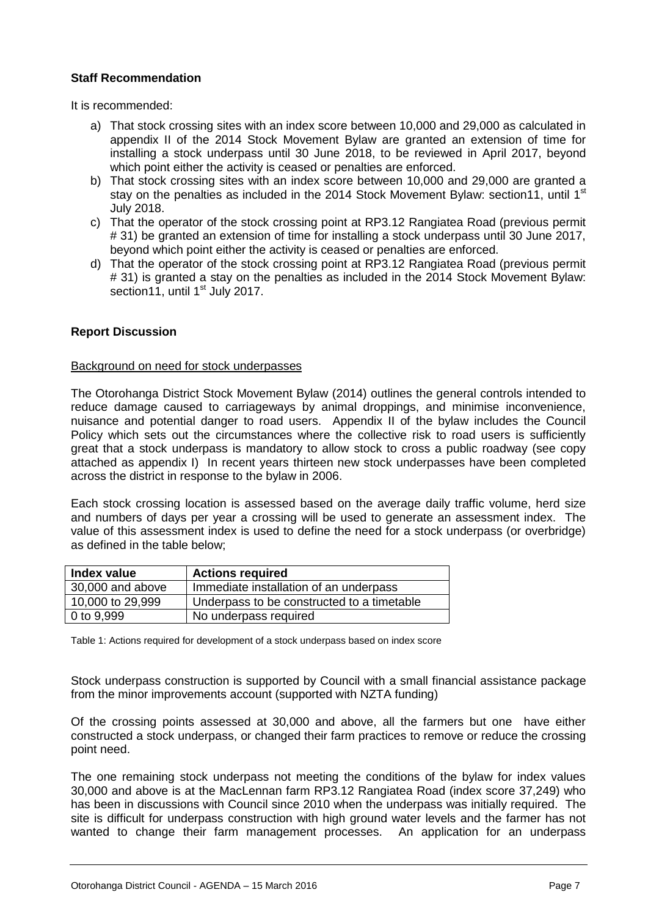**Staff Recommendation**

It is recommended:

a) That stock crossing sites with an index score between 10,000 and 29,000 as calculated in appendix II of the 2014 Stock Movement Bylaw are granted an extension of time for installing a stock underpass until 30 June 2018, to be reviewed in April 2017, beyond which point either the activity is ceased or penalties are enforced.

b) That stock crossing sites with an index score between 10,000 and 29,000 are granted a stay on the penalties as included in the 2014 Stock Movement Bylaw: section11, until 1st July 2018.

c) That the operator of the stock crossing point at RP3.12 Rangiatea Road (previous permit # 31) be granted an extension of time for installing a stock underpass until 30 June 2017, beyond which point either the activity is ceased or penalties are enforced.

d) That the operator of the stock crossing point at RP3.12 Rangiatea Road (previous permit # 31) is granted a stay on the penalties as included in the 2014 Stock Movement Bylaw: section11, until 1st July 2017.

**Report Discussion**

Background on need for stock underpasses

The Otorohanga District Stock Movement Bylaw (2014) outlines the general controls intended to reduce damage caused to carriageways by animal droppings, and minimise inconvenience, nuisance and potential danger to road users. Appendix II of the bylaw includes the Council Policy which sets out the circumstances where the collective risk to road users is sufficiently great that a stock underpass is mandatory to allow stock to cross a public roadway (see copy attached as appendix I) In recent years thirteen new stock underpasses have been completed across the district in response to the bylaw in 2006.

Each stock crossing location is assessed based on the average daily traffic volume, herd size and numbers of days per year a crossing will be used to generate an assessment index. The value of this assessment index is used to define the need for a stock underpass (or overbridge) as defined in the table below;

| Index value | Actions required |
| --- | --- |
| 30,000 and above | Immediate installation of an underpass |
| 10,000 to 29,999 | Underpass to be constructed to a timetable |
| 0 to 9,999 | No underpass required |

Table 1: Actions required for development of a stock underpass based on index score

Stock underpass construction is supported by Council with a small financial assistance package from the minor improvements account (supported with NZTA funding)

Of the crossing points assessed at 30,000 and above, all the farmers but one have either constructed a stock underpass, or changed their farm practices to remove or reduce the crossing point need.

The one remaining stock underpass not meeting the conditions of the bylaw for index values 30,000 and above is at the MacLennan farm RP3.12 Rangiatea Road (index score 37,249) who has been in discussions with Council since 2010 when the underpass was initially required. The site is difficult for underpass construction with high ground water levels and the farmer has not wanted to change their farm management processes. An application for an underpass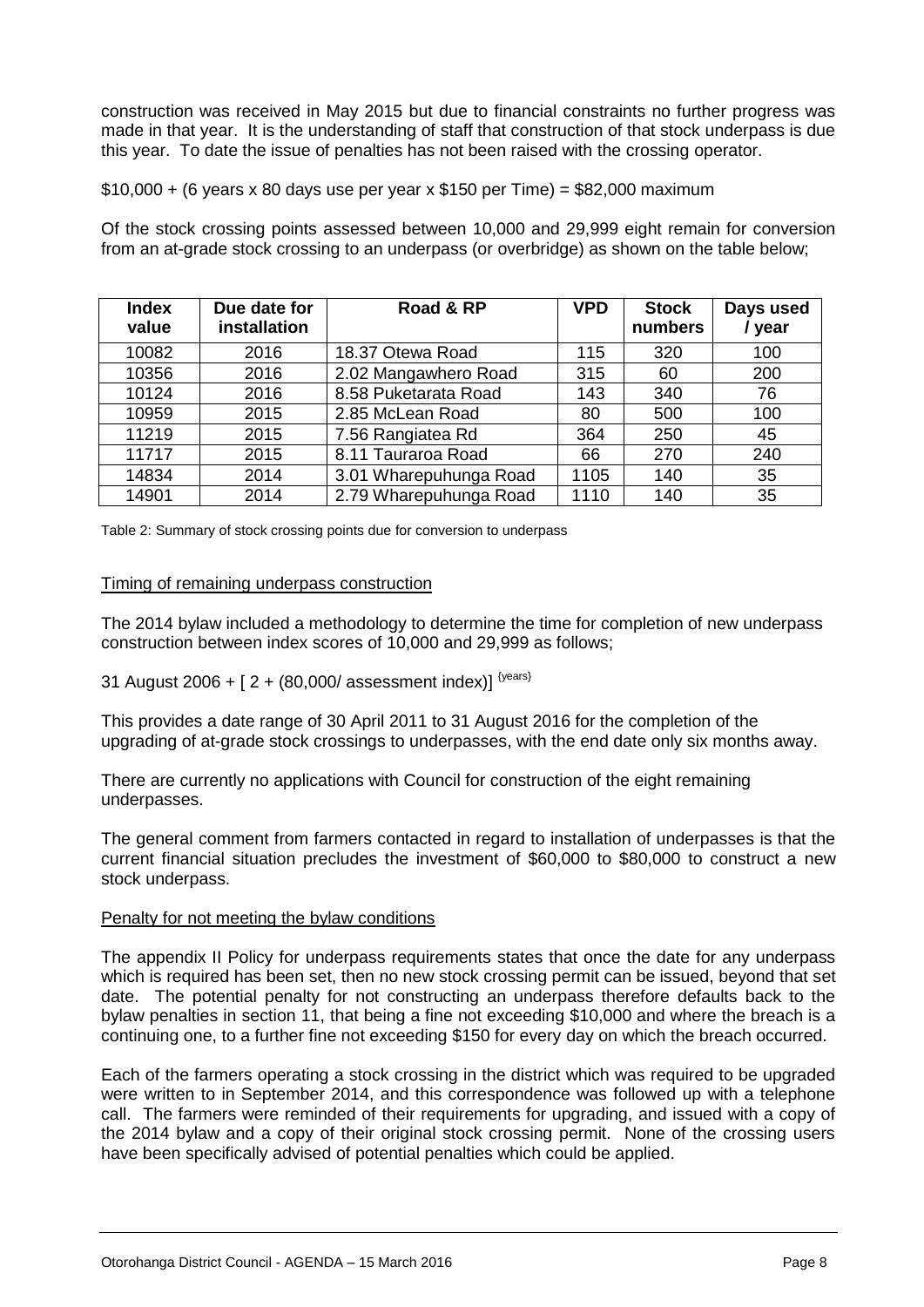construction was received in May 2015 but due to financial constraints no further progress was made in that year. It is the understanding of staff that construction of that stock underpass is due this year. To date the issue of penalties has not been raised with the crossing operator.

$10,000 + (6 years x 80 days use per year x $150 per Time) = $82,000 maximum

Of the stock crossing points assessed between 10,000 and 29,999 eight remain for conversion from an at-grade stock crossing to an underpass (or overbridge) as shown on the table below;

| Index value | Due date for installation | Road & RP | VPD | Stock numbers | Days used / year |
|---|---|---|---|---|---|
| 10082 | 2016 | 18.37 Otewa Road | 115 | 320 | 100 |
| 10356 | 2016 | 2.02 Mangawhero Road | 315 | 60 | 200 |
| 10124 | 2016 | 8.58 Puketarata Road | 143 | 340 | 76 |
| 10959 | 2015 | 2.85 McLean Road | 80 | 500 | 100 |
| 11219 | 2015 | 7.56 Rangiatea Rd | 364 | 250 | 45 |
| 11717 | 2015 | 8.11 Tauraroa Road | 66 | 270 | 240 |
| 14834 | 2014 | 3.01 Wharepuhunga Road | 1105 | 140 | 35 |
| 14901 | 2014 | 2.79 Wharepuhunga Road | 1110 | 140 | 35 |

Table 2: Summary of stock crossing points due for conversion to underpass

## Timing of remaining underpass construction

The 2014 bylaw included a methodology to determine the time for completion of new underpass construction between index scores of 10,000 and 29,999 as follows;

31 August 2006 + [ 2 + (80,000/ assessment index)] $^{\{years\}}$

This provides a date range of 30 April 2011 to 31 August 2016 for the completion of the upgrading of at-grade stock crossings to underpasses, with the end date only six months away.

There are currently no applications with Council for construction of the eight remaining underpasses.

The general comment from farmers contacted in regard to installation of underpasses is that the current financial situation precludes the investment of $60,000 to $80,000 to construct a new stock underpass.

## Penalty for not meeting the bylaw conditions

The appendix II Policy for underpass requirements states that once the date for any underpass which is required has been set, then no new stock crossing permit can be issued, beyond that set date. The potential penalty for not constructing an underpass therefore defaults back to the bylaw penalties in section 11, that being a fine not exceeding $10,000 and where the breach is a continuing one, to a further fine not exceeding $150 for every day on which the breach occurred.

Each of the farmers operating a stock crossing in the district which was required to be upgraded were written to in September 2014, and this correspondence was followed up with a telephone call. The farmers were reminded of their requirements for upgrading, and issued with a copy of the 2014 bylaw and a copy of their original stock crossing permit. None of the crossing users have been specifically advised of potential penalties which could be applied.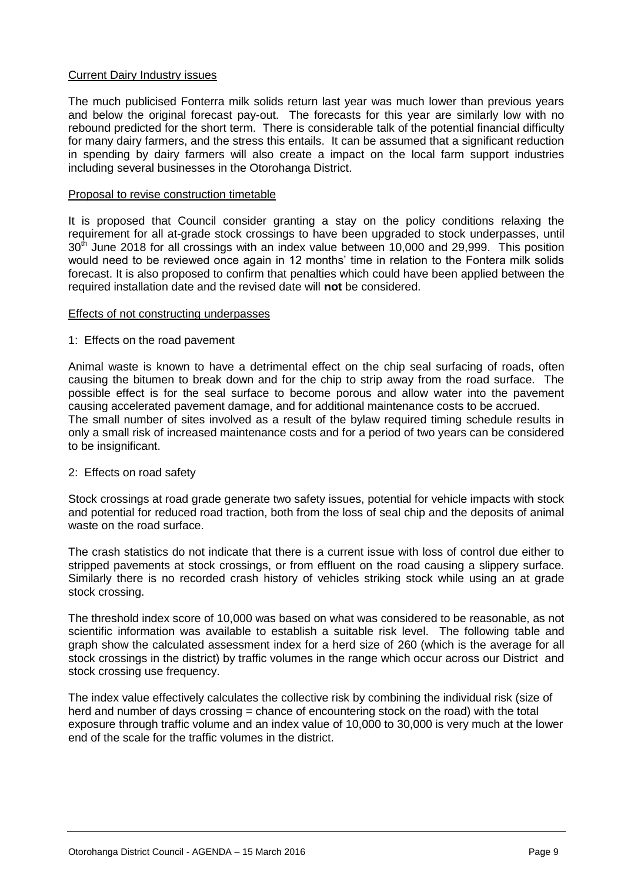Current Dairy Industry issues

The much publicised Fonterra milk solids return last year was much lower than previous years and below the original forecast pay-out. The forecasts for this year are similarly low with no rebound predicted for the short term. There is considerable talk of the potential financial difficulty for many dairy farmers, and the stress this entails. It can be assumed that a significant reduction in spending by dairy farmers will also create a impact on the local farm support industries including several businesses in the Otorohanga District.

Proposal to revise construction timetable

It is proposed that Council consider granting a stay on the policy conditions relaxing the requirement for all at-grade stock crossings to have been upgraded to stock underpasses, until 30th June 2018 for all crossings with an index value between 10,000 and 29,999. This position would need to be reviewed once again in 12 months' time in relation to the Fontera milk solids forecast. It is also proposed to confirm that penalties which could have been applied between the required installation date and the revised date will **not** be considered.

Effects of not constructing underpasses

1: Effects on the road pavement

Animal waste is known to have a detrimental effect on the chip seal surfacing of roads, often causing the bitumen to break down and for the chip to strip away from the road surface. The possible effect is for the seal surface to become porous and allow water into the pavement causing accelerated pavement damage, and for additional maintenance costs to be accrued.
The small number of sites involved as a result of the bylaw required timing schedule results in only a small risk of increased maintenance costs and for a period of two years can be considered to be insignificant.

2: Effects on road safety

Stock crossings at road grade generate two safety issues, potential for vehicle impacts with stock and potential for reduced road traction, both from the loss of seal chip and the deposits of animal waste on the road surface.

The crash statistics do not indicate that there is a current issue with loss of control due either to stripped pavements at stock crossings, or from effluent on the road causing a slippery surface. Similarly there is no recorded crash history of vehicles striking stock while using an at grade stock crossing.

The threshold index score of 10,000 was based on what was considered to be reasonable, as not scientific information was available to establish a suitable risk level. The following table and graph show the calculated assessment index for a herd size of 260 (which is the average for all stock crossings in the district) by traffic volumes in the range which occur across our District and stock crossing use frequency.

The index value effectively calculates the collective risk by combining the individual risk (size of herd and number of days crossing = chance of encountering stock on the road) with the total exposure through traffic volume and an index value of 10,000 to 30,000 is very much at the lower end of the scale for the traffic volumes in the district.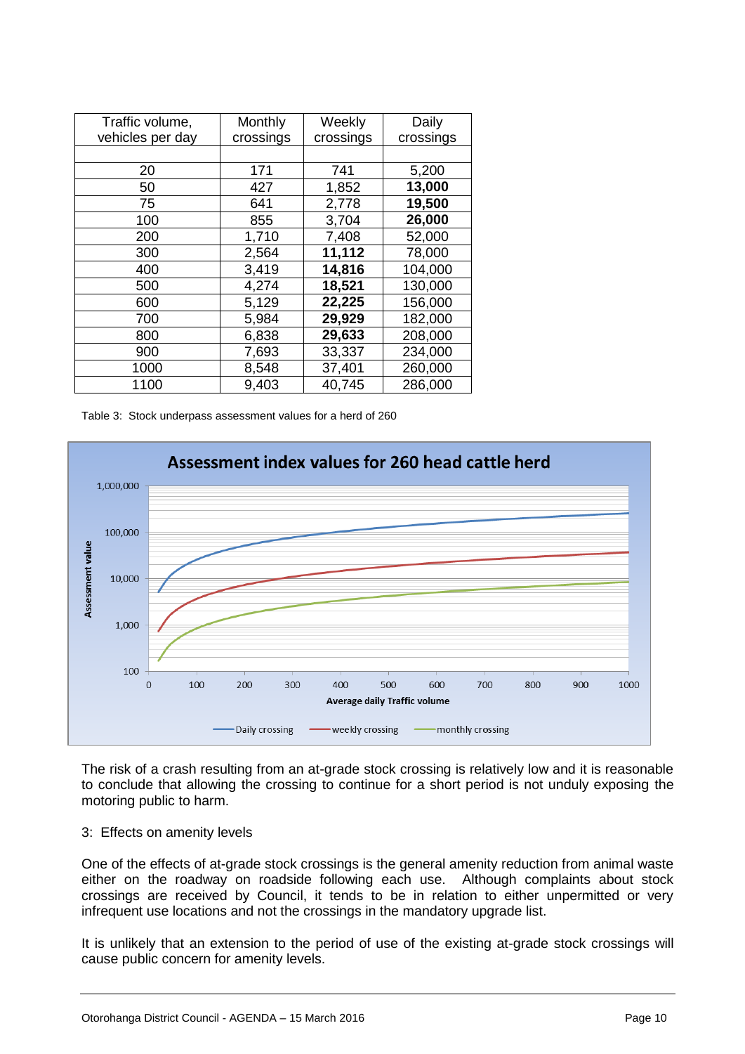| Traffic volume, vehicles per day | Monthly crossings | Weekly crossings | Daily crossings |
|---|---|---|---|
| | | | |
| 20 | 171 | 741 | 5,200 |
| 50 | 427 | 1,852 | **13,000** |
| 75 | 641 | 2,778 | **19,500** |
| 100 | 855 | 3,704 | **26,000** |
| 200 | 1,710 | 7,408 | 52,000 |
| 300 | 2,564 | **11,112** | 78,000 |
| 400 | 3,419 | **14,816** | 104,000 |
| 500 | 4,274 | **18,521** | 130,000 |
| 600 | 5,129 | **22,225** | 156,000 |
| 700 | 5,984 | **29,929** | 182,000 |
| 800 | 6,838 | **29,633** | 208,000 |
| 900 | 7,693 | 33,337 | 234,000 |
| 1000 | 8,548 | 37,401 | 260,000 |
| 1100 | 9,403 | 40,745 | 286,000 |

Table 3: Stock underpass assessment values for a herd of 260

The risk of a crash resulting from an at-grade stock crossing is relatively low and it is reasonable to conclude that allowing the crossing to continue for a short period is not unduly exposing the motoring public to harm.

3: Effects on amenity levels

One of the effects of at-grade stock crossings is the general amenity reduction from animal waste either on the roadway on roadside following each use. Although complaints about stock crossings are received by Council, it tends to be in relation to either unpermitted or very infrequent use locations and not the crossings in the mandatory upgrade list.

It is unlikely that an extension to the period of use of the existing at-grade stock crossings will cause public concern for amenity levels.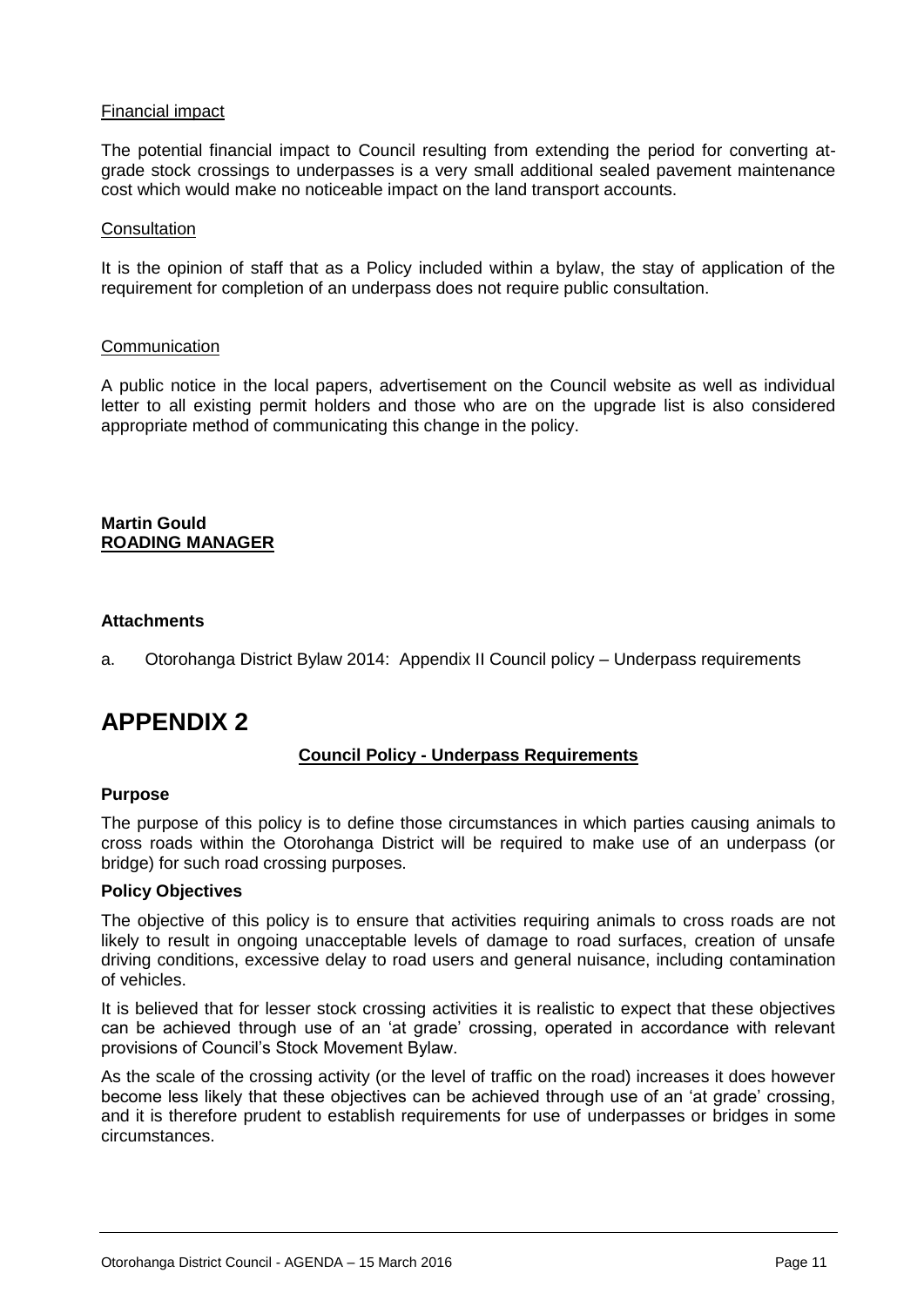Financial impact

The potential financial impact to Council resulting from extending the period for converting at-grade stock crossings to underpasses is a very small additional sealed pavement maintenance cost which would make no noticeable impact on the land transport accounts.

Consultation

It is the opinion of staff that as a Policy included within a bylaw, the stay of application of the requirement for completion of an underpass does not require public consultation.

Communication

A public notice in the local papers, advertisement on the Council website as well as individual letter to all existing permit holders and those who are on the upgrade list is also considered appropriate method of communicating this change in the policy.

**Martin Gould**
**ROADING MANAGER**

**Attachments**

a. Otorohanga District Bylaw 2014: Appendix II Council policy – Underpass requirements

# APPENDIX 2

**Council Policy - Underpass Requirements**

**Purpose**

The purpose of this policy is to define those circumstances in which parties causing animals to cross roads within the Otorohanga District will be required to make use of an underpass (or bridge) for such road crossing purposes.

**Policy Objectives**

The objective of this policy is to ensure that activities requiring animals to cross roads are not likely to result in ongoing unacceptable levels of damage to road surfaces, creation of unsafe driving conditions, excessive delay to road users and general nuisance, including contamination of vehicles.

It is believed that for lesser stock crossing activities it is realistic to expect that these objectives can be achieved through use of an 'at grade' crossing, operated in accordance with relevant provisions of Council's Stock Movement Bylaw.

As the scale of the crossing activity (or the level of traffic on the road) increases it does however become less likely that these objectives can be achieved through use of an 'at grade' crossing, and it is therefore prudent to establish requirements for use of underpasses or bridges in some circumstances.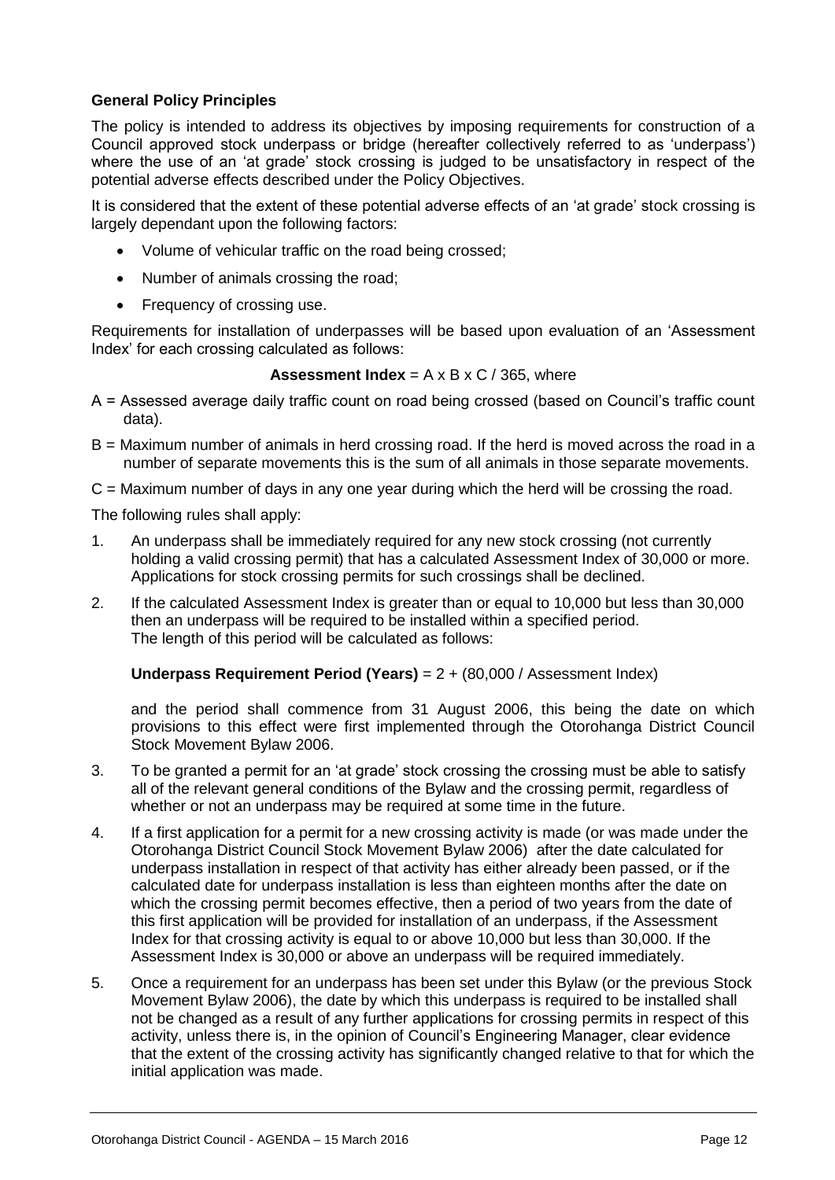**General Policy Principles**

The policy is intended to address its objectives by imposing requirements for construction of a Council approved stock underpass or bridge (hereafter collectively referred to as 'underpass') where the use of an 'at grade' stock crossing is judged to be unsatisfactory in respect of the potential adverse effects described under the Policy Objectives.

It is considered that the extent of these potential adverse effects of an 'at grade' stock crossing is largely dependant upon the following factors:

- Volume of vehicular traffic on the road being crossed;
- Number of animals crossing the road;
- Frequency of crossing use.

Requirements for installation of underpasses will be based upon evaluation of an 'Assessment Index' for each crossing calculated as follows:

**Assessment Index** = A x B x C / 365, where

A = Assessed average daily traffic count on road being crossed (based on Council's traffic count data).

B = Maximum number of animals in herd crossing road. If the herd is moved across the road in a number of separate movements this is the sum of all animals in those separate movements.

C = Maximum number of days in any one year during which the herd will be crossing the road.

The following rules shall apply:

1. An underpass shall be immediately required for any new stock crossing (not currently holding a valid crossing permit) that has a calculated Assessment Index of 30,000 or more. Applications for stock crossing permits for such crossings shall be declined.

2. If the calculated Assessment Index is greater than or equal to 10,000 but less than 30,000 then an underpass will be required to be installed within a specified period. The length of this period will be calculated as follows:

   **Underpass Requirement Period (Years)** = 2 + (80,000 / Assessment Index)

   and the period shall commence from 31 August 2006, this being the date on which provisions to this effect were first implemented through the Otorohanga District Council Stock Movement Bylaw 2006.

3. To be granted a permit for an 'at grade' stock crossing the crossing must be able to satisfy all of the relevant general conditions of the Bylaw and the crossing permit, regardless of whether or not an underpass may be required at some time in the future.

4. If a first application for a permit for a new crossing activity is made (or was made under the Otorohanga District Council Stock Movement Bylaw 2006) after the date calculated for underpass installation in respect of that activity has either already been passed, or if the calculated date for underpass installation is less than eighteen months after the date on which the crossing permit becomes effective, then a period of two years from the date of this first application will be provided for installation of an underpass, if the Assessment Index for that crossing activity is equal to or above 10,000 but less than 30,000. If the Assessment Index is 30,000 or above an underpass will be required immediately.

5. Once a requirement for an underpass has been set under this Bylaw (or the previous Stock Movement Bylaw 2006), the date by which this underpass is required to be installed shall not be changed as a result of any further applications for crossing permits in respect of this activity, unless there is, in the opinion of Council's Engineering Manager, clear evidence that the extent of the crossing activity has significantly changed relative to that for which the initial application was made.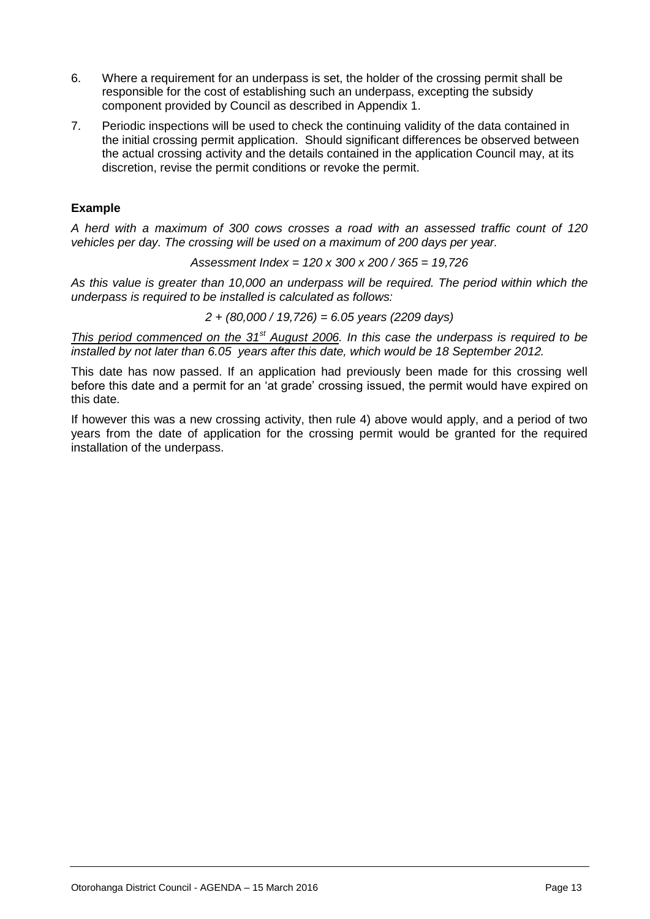6. Where a requirement for an underpass is set, the holder of the crossing permit shall be responsible for the cost of establishing such an underpass, excepting the subsidy component provided by Council as described in Appendix 1.
7. Periodic inspections will be used to check the continuing validity of the data contained in the initial crossing permit application. Should significant differences be observed between the actual crossing activity and the details contained in the application Council may, at its discretion, revise the permit conditions or revoke the permit.

**Example**

*A herd with a maximum of 300 cows crosses a road with an assessed traffic count of 120 vehicles per day. The crossing will be used on a maximum of 200 days per year.*

*Assessment Index = 120 x 300 x 200 / 365 = 19,726*

*As this value is greater than 10,000 an underpass will be required. The period within which the underpass is required to be installed is calculated as follows:*

*2 + (80,000 / 19,726) = 6.05 years (2209 days)*

*This period commenced on the 31st August 2006. In this case the underpass is required to be installed by not later than 6.05 years after this date, which would be 18 September 2012.*

This date has now passed. If an application had previously been made for this crossing well before this date and a permit for an 'at grade' crossing issued, the permit would have expired on this date.

If however this was a new crossing activity, then rule 4) above would apply, and a period of two years from the date of application for the crossing permit would be granted for the required installation of the underpass.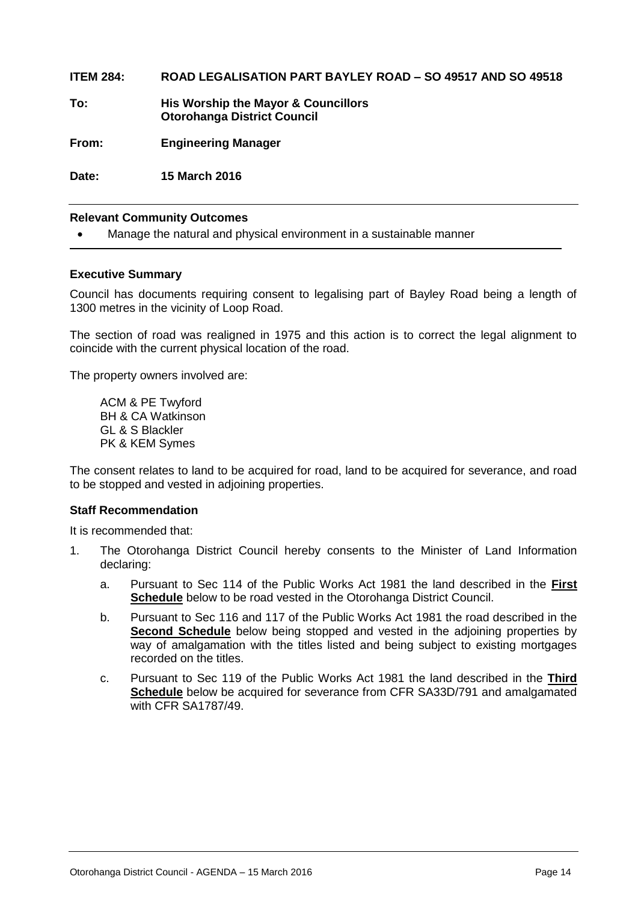**ITEM 284: ROAD LEGALISATION PART BAYLEY ROAD – SO 49517 AND SO 49518**

**To: His Worship the Mayor & Councillors**
**Otorohanga District Council**

**From: Engineering Manager**

**Date: 15 March 2016**

**Relevant Community Outcomes**

- Manage the natural and physical environment in a sustainable manner

**Executive Summary**

Council has documents requiring consent to legalising part of Bayley Road being a length of 1300 metres in the vicinity of Loop Road.

The section of road was realigned in 1975 and this action is to correct the legal alignment to coincide with the current physical location of the road.

The property owners involved are:

ACM & PE Twyford
BH & CA Watkinson
GL & S Blackler
PK & KEM Symes

The consent relates to land to be acquired for road, land to be acquired for severance, and road to be stopped and vested in adjoining properties.

**Staff Recommendation**

It is recommended that:

1. The Otorohanga District Council hereby consents to the Minister of Land Information declaring:

   a. Pursuant to Sec 114 of the Public Works Act 1981 the land described in the **First Schedule** below to be road vested in the Otorohanga District Council.

   b. Pursuant to Sec 116 and 117 of the Public Works Act 1981 the road described in the **Second Schedule** below being stopped and vested in the adjoining properties by way of amalgamation with the titles listed and being subject to existing mortgages recorded on the titles.

   c. Pursuant to Sec 119 of the Public Works Act 1981 the land described in the **Third Schedule** below be acquired for severance from CFR SA33D/791 and amalgamated with CFR SA1787/49.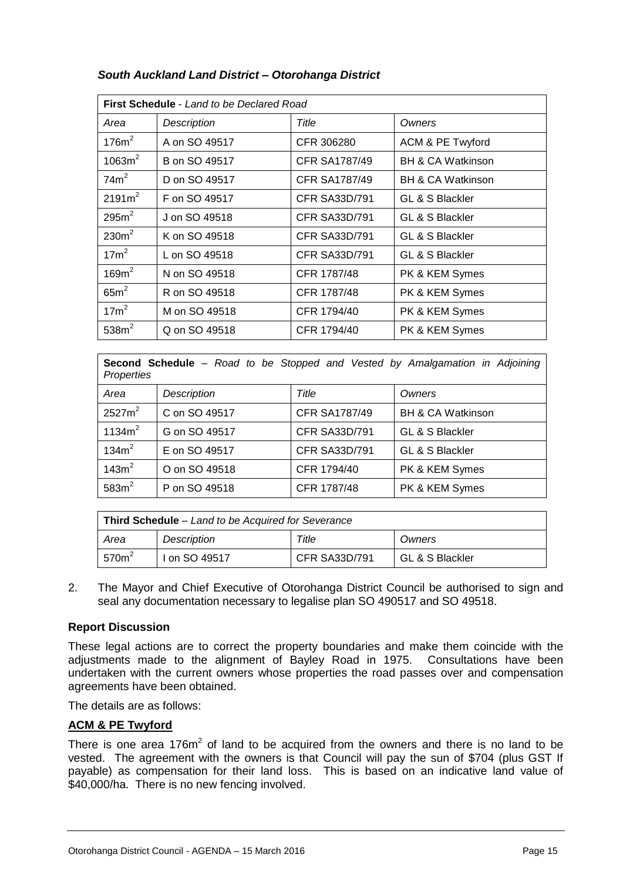### *South Auckland Land District – Otorohanga District*

| **First Schedule** - *Land to be Declared Road* | | | |
|---|---|---|---|
| *Area* | *Description* | *Title* | *Owners* |
| $176m^2$ | A on SO 49517 | CFR 306280 | ACM & PE Twyford |
| $1063m^2$ | B on SO 49517 | CFR SA1787/49 | BH & CA Watkinson |
| $74m^2$ | D on SO 49517 | CFR SA1787/49 | BH & CA Watkinson |
| $2191m^2$ | F on SO 49517 | CFR SA33D/791 | GL & S Blackler |
| $295m^2$ | J on SO 49518 | CFR SA33D/791 | GL & S Blackler |
| $230m^2$ | K on SO 49518 | CFR SA33D/791 | GL & S Blackler |
| $17m^2$ | L on SO 49518 | CFR SA33D/791 | GL & S Blackler |
| $169m^2$ | N on SO 49518 | CFR 1787/48 | PK & KEM Symes |
| $65m^2$ | R on SO 49518 | CFR 1787/48 | PK & KEM Symes |
| $17m^2$ | M on SO 49518 | CFR 1794/40 | PK & KEM Symes |
| $538m^2$ | Q on SO 49518 | CFR 1794/40 | PK & KEM Symes |

| **Second Schedule** – *Road to be Stopped and Vested by Amalgamation in Adjoining Properties* | | | |
|---|---|---|---|
| *Area* | *Description* | *Title* | *Owners* |
| $2527m^2$ | C on SO 49517 | CFR SA1787/49 | BH & CA Watkinson |
| $1134m^2$ | G on SO 49517 | CFR SA33D/791 | GL & S Blackler |
| $134m^2$ | E on SO 49517 | CFR SA33D/791 | GL & S Blackler |
| $143m^2$ | O on SO 49518 | CFR 1794/40 | PK & KEM Symes |
| $583m^2$ | P on SO 49518 | CFR 1787/48 | PK & KEM Symes |

| **Third Schedule** – *Land to be Acquired for Severance* | | | |
|---|---|---|---|
| *Area* | *Description* | *Title* | *Owners* |
| $570m^2$ | I on SO 49517 | CFR SA33D/791 | GL & S Blackler |

2. The Mayor and Chief Executive of Otorohanga District Council be authorised to sign and seal any documentation necessary to legalise plan SO 490517 and SO 49518.

### Report Discussion

These legal actions are to correct the property boundaries and make them coincide with the adjustments made to the alignment of Bayley Road in 1975. Consultations have been undertaken with the current owners whose properties the road passes over and compensation agreements have been obtained.

The details are as follows:

**ACM & PE Twyford**

There is one area $176m^2$ of land to be acquired from the owners and there is no land to be vested. The agreement with the owners is that Council will pay the sun of $704 (plus GST If payable) as compensation for their land loss. This is based on an indicative land value of $40,000/ha. There is no new fencing involved.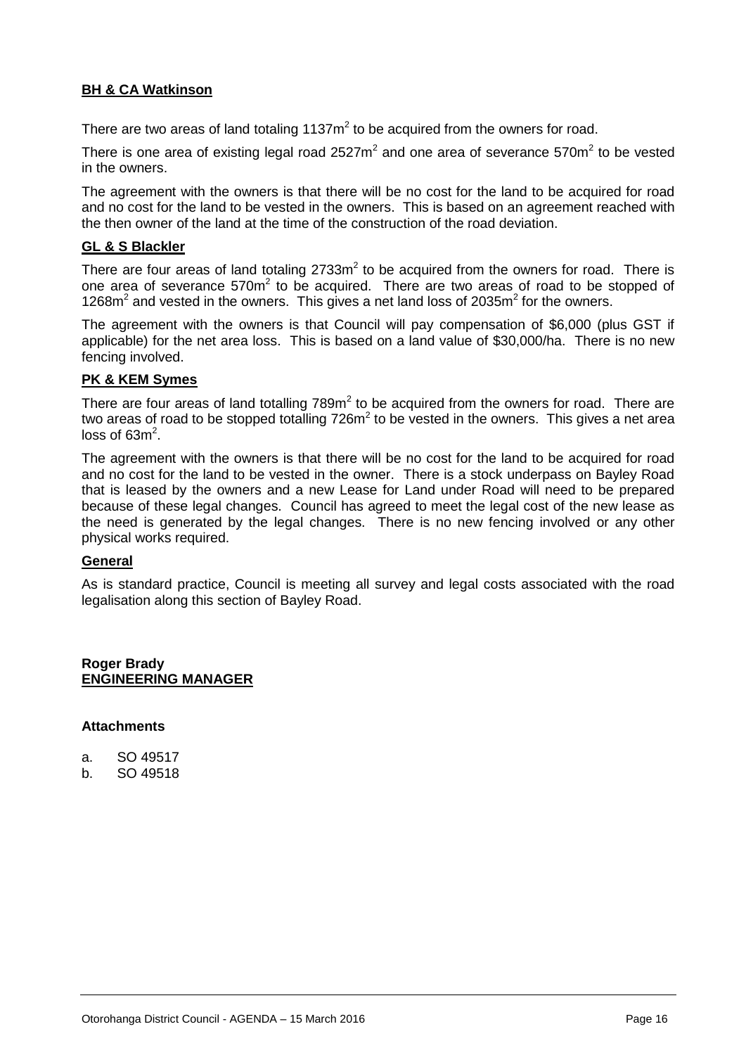**BH & CA Watkinson**

There are two areas of land totaling 1137m$^2$ to be acquired from the owners for road.

There is one area of existing legal road 2527m$^2$ and one area of severance 570m$^2$ to be vested in the owners.

The agreement with the owners is that there will be no cost for the land to be acquired for road and no cost for the land to be vested in the owners. This is based on an agreement reached with the then owner of the land at the time of the construction of the road deviation.

**GL & S Blackler**

There are four areas of land totaling 2733m$^2$ to be acquired from the owners for road. There is one area of severance 570m$^2$ to be acquired. There are two areas of road to be stopped of 1268m$^2$ and vested in the owners. This gives a net land loss of 2035m$^2$ for the owners.

The agreement with the owners is that Council will pay compensation of $6,000 (plus GST if applicable) for the net area loss. This is based on a land value of $30,000/ha. There is no new fencing involved.

**PK & KEM Symes**

There are four areas of land totalling 789m$^2$ to be acquired from the owners for road. There are two areas of road to be stopped totalling 726m$^2$ to be vested in the owners. This gives a net area loss of 63m$^2$.

The agreement with the owners is that there will be no cost for the land to be acquired for road and no cost for the land to be vested in the owner. There is a stock underpass on Bayley Road that is leased by the owners and a new Lease for Land under Road will need to be prepared because of these legal changes. Council has agreed to meet the legal cost of the new lease as the need is generated by the legal changes. There is no new fencing involved or any other physical works required.

**General**

As is standard practice, Council is meeting all survey and legal costs associated with the road legalisation along this section of Bayley Road.

**Roger Brady**
**ENGINEERING MANAGER**

**Attachments**

a. SO 49517
b. SO 49518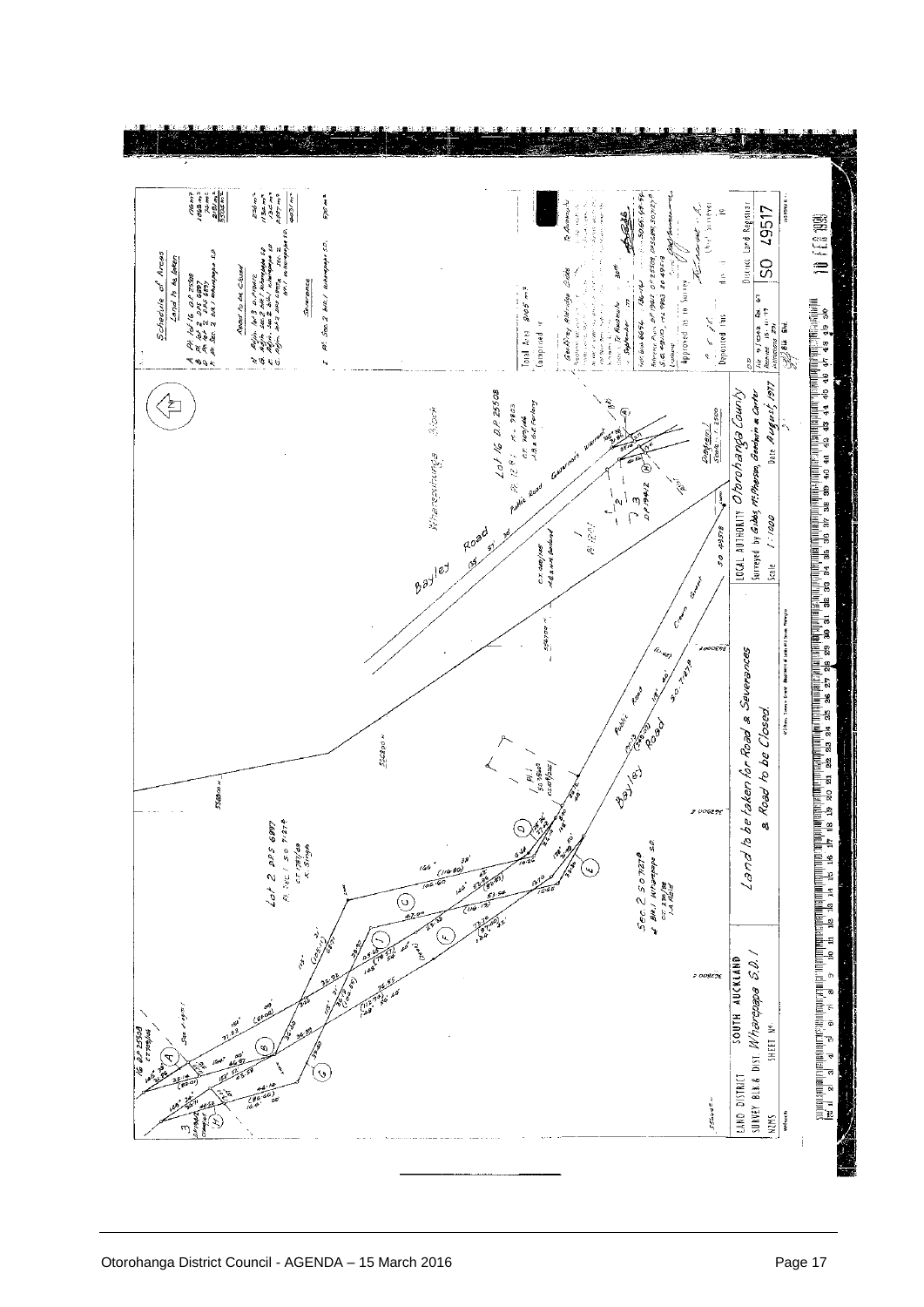Schedule of Areas

Land to be taken

| | | |
|---|---|---|
| A | Pt Lot 16 D.P. 25508 | 1166 m² |
| B | Pt Lot 2 D.P.S. 6897 | 1068 m² |
| D | Pt Lot 2 D.P.S. 6897 | 70 m² |
| F | Pt Sec 2 Blk I Wharepapa S.D. | 2191 m² |
| | | 3505 m² |

Road to be Closed

| | | |
|---|---|---|
| H | Adjn. Lot 3 D.P. 19412 | 236 m² |
| G | Adjn. Sec 2 Blk I Wharepapa S.D. | 1136 m² |
| E | Adjn. Sec 2 Blk I Wharepapa S.D. | 134 m² |
| C | Adjn. Lot 2 D.P.S. 6897 | 2871 m² |
| | | 4407 m² |

Severance

| | | |
|---|---|---|
| I | Pt Sec 2 Blk I Wharepapa S.D. | 530 m² |

Total Area 8105 m²

Comprised in

LOCAL AUTHORITY Otorohanga County

Surveyed by Gibbs, McPherson, Goodwin & Carter

Scale 1:1000

Date August 1977

Land to be taken for Road & Severances & Road to be Closed

LAND DISTRICT SOUTH AUCKLAND

SURVEY BLK & DIST Wharepapa S.D. I

NZMS

District Land Registrar

SO 49517

10 FEB 1978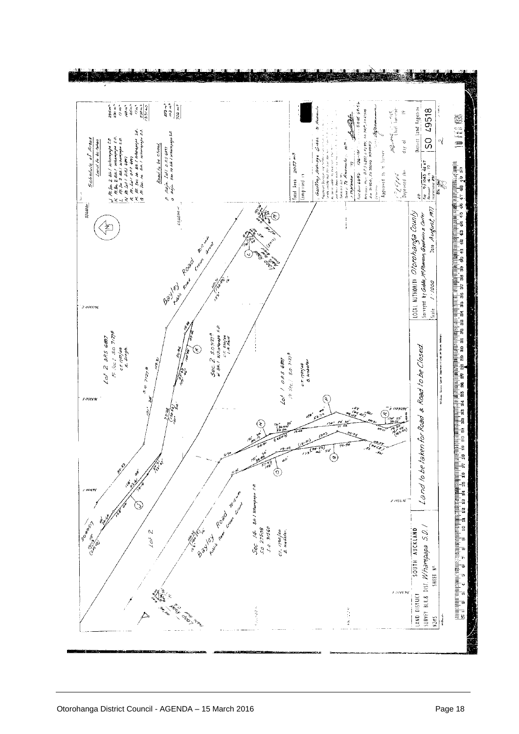## Schedule of Areas

### Land to be Taken

| | |
|---|---|
| J Pt Sec 2 Blk I Wharepapa S.D. | 285 m² |
| K Pt Sec 2 Blk I Wharepapa S.D. | 230 m² |
| L Pt Sec 2 Blk I Wharepapa S.D. | 17 m² |
| N Pt Lot 1 D.P.S 6897 | 169 m² |
| R Pt Lot 1 D.P.S 6897 | 65 m² |
| M Pt Sec 14 Blk I Wharepapa S.D. | 17 m² |
| Q Pt Sec 14 Blk I Wharepapa S.D. | 538 m² |
| | 1331 m² |

### Road to be Closed

| | |
|---|---|
| P Adjn Lot 1 D.P.S 6897 | 583 m² |
| O Adjn Sec 14 Blk I Wharepapa S.D. | 143 m² |
| | 726 m² |

Total Area 2057 m²

Comprised in

Approved as to Survey

Deposited this day of 19

District Land Registrar

SO 49518

LOCAL AUTHORITY Otorohanga County

Surveyed by Gibbs, McPherson, Goodwin & Carter

Scale 1:1000 Date August 1977

# Land to be Taken for Road & Road to be Closed

LAND DISTRICT SOUTH AUCKLAND

SURVEY BLK & DIST Wharepapa S.D. I

NZMS SHEET No.

Bayley Road — Public Road 20.12 wide Crown Grant

Lot 2 D.P.S 6897 — Pt Sec 1 S.O. 71278 — C.T. 17B/488 — K. Singh

Sec 2 S.O. 71278 — B Blk I Wharepapa S.D. — C.T. 22B/86 — 1.8 ha

Lot 1 D.P.S 6897 — Pt Sec 1 S.O. 71278 — C.T. 17B/48 — B. Webster

Sec 14 Blk I Wharepapa S.D. — S.O. 27808 — S.O. 31560 — C.T. 1794/86 — B. Webster

Lot 2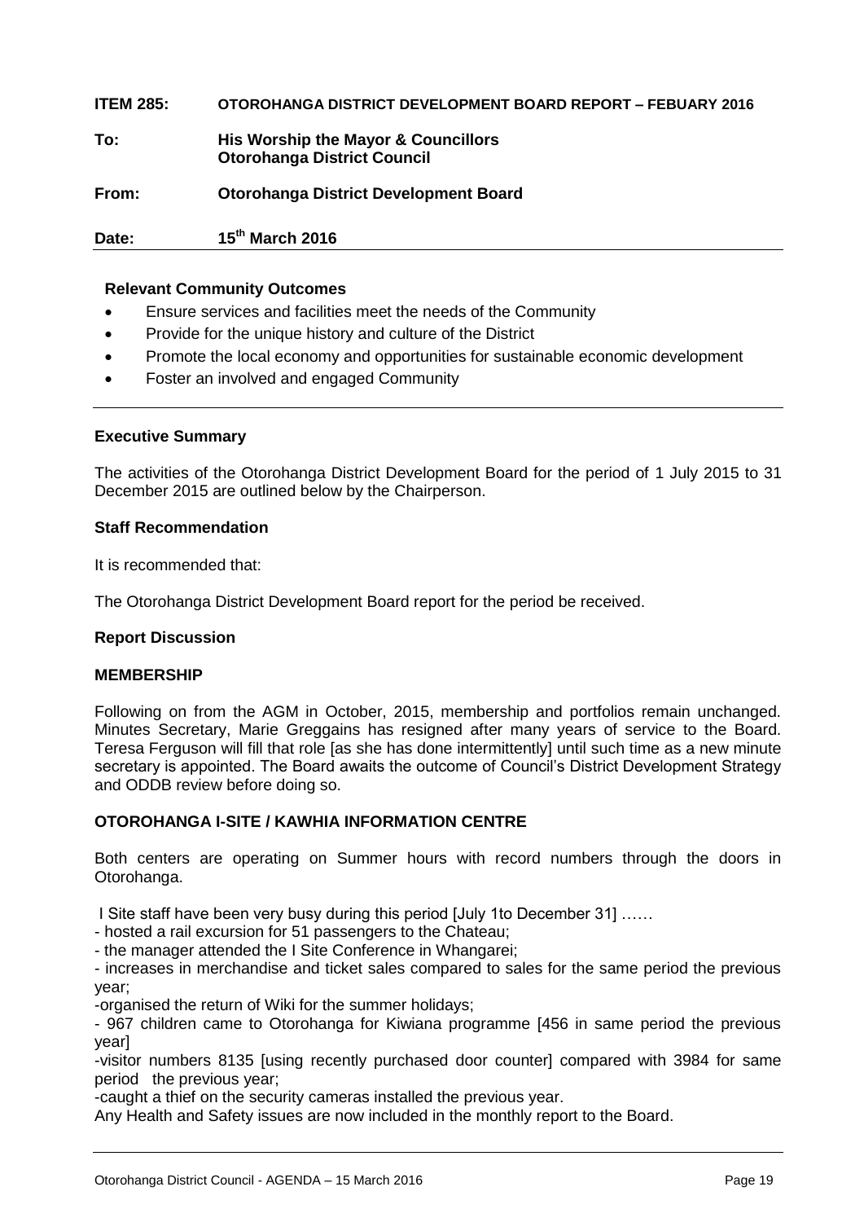**ITEM 285: OTOROHANGA DISTRICT DEVELOPMENT BOARD REPORT – FEBUARY 2016**

**To:** **His Worship the Mayor & Councillors**
**Otorohanga District Council**

**From:** **Otorohanga District Development Board**

**Date:** **15th March 2016**

**Relevant Community Outcomes**

- Ensure services and facilities meet the needs of the Community
- Provide for the unique history and culture of the District
- Promote the local economy and opportunities for sustainable economic development
- Foster an involved and engaged Community

**Executive Summary**

The activities of the Otorohanga District Development Board for the period of 1 July 2015 to 31 December 2015 are outlined below by the Chairperson.

**Staff Recommendation**

It is recommended that:

The Otorohanga District Development Board report for the period be received.

**Report Discussion**

**MEMBERSHIP**

Following on from the AGM in October, 2015, membership and portfolios remain unchanged. Minutes Secretary, Marie Greggains has resigned after many years of service to the Board. Teresa Ferguson will fill that role [as she has done intermittently] until such time as a new minute secretary is appointed. The Board awaits the outcome of Council's District Development Strategy and ODDB review before doing so.

**OTOROHANGA I-SITE / KAWHIA INFORMATION CENTRE**

Both centers are operating on Summer hours with record numbers through the doors in Otorohanga.

I Site staff have been very busy during this period [July 1to December 31] ……

- hosted a rail excursion for 51 passengers to the Chateau;
- the manager attended the I Site Conference in Whangarei;
- increases in merchandise and ticket sales compared to sales for the same period the previous year;
- organised the return of Wiki for the summer holidays;
- 967 children came to Otorohanga for Kiwiana programme [456 in same period the previous year]
- visitor numbers 8135 [using recently purchased door counter] compared with 3984 for same period the previous year;
- caught a thief on the security cameras installed the previous year.

Any Health and Safety issues are now included in the monthly report to the Board.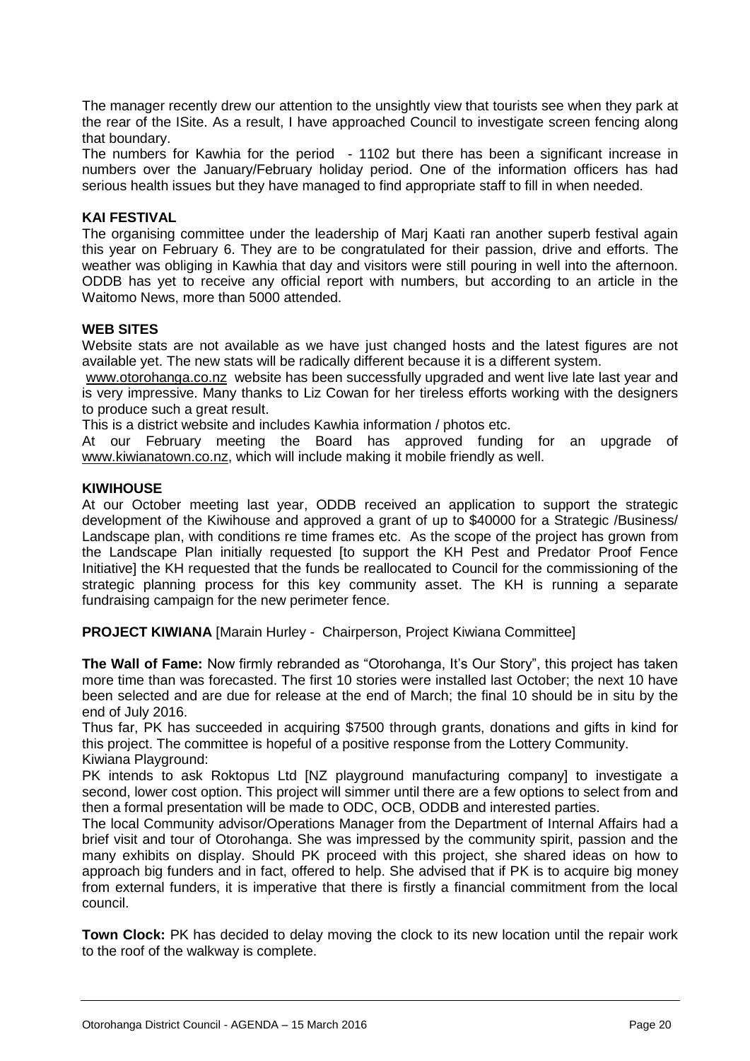The manager recently drew our attention to the unsightly view that tourists see when they park at the rear of the ISite. As a result, I have approached Council to investigate screen fencing along that boundary.

The numbers for Kawhia for the period - 1102 but there has been a significant increase in numbers over the January/February holiday period. One of the information officers has had serious health issues but they have managed to find appropriate staff to fill in when needed.

**KAI FESTIVAL**

The organising committee under the leadership of Marj Kaati ran another superb festival again this year on February 6. They are to be congratulated for their passion, drive and efforts. The weather was obliging in Kawhia that day and visitors were still pouring in well into the afternoon. ODDB has yet to receive any official report with numbers, but according to an article in the Waitomo News, more than 5000 attended.

**WEB SITES**

Website stats are not available as we have just changed hosts and the latest figures are not available yet. The new stats will be radically different because it is a different system.

www.otorohanga.co.nz website has been successfully upgraded and went live late last year and is very impressive. Many thanks to Liz Cowan for her tireless efforts working with the designers to produce such a great result.

This is a district website and includes Kawhia information / photos etc.

At our February meeting the Board has approved funding for an upgrade of www.kiwianatown.co.nz, which will include making it mobile friendly as well.

**KIWIHOUSE**

At our October meeting last year, ODDB received an application to support the strategic development of the Kiwihouse and approved a grant of up to $40000 for a Strategic /Business/ Landscape plan, with conditions re time frames etc. As the scope of the project has grown from the Landscape Plan initially requested [to support the KH Pest and Predator Proof Fence Initiative] the KH requested that the funds be reallocated to Council for the commissioning of the strategic planning process for this key community asset. The KH is running a separate fundraising campaign for the new perimeter fence.

**PROJECT KIWIANA** [Marain Hurley - Chairperson, Project Kiwiana Committee]

**The Wall of Fame:** Now firmly rebranded as "Otorohanga, It's Our Story", this project has taken more time than was forecasted. The first 10 stories were installed last October; the next 10 have been selected and are due for release at the end of March; the final 10 should be in situ by the end of July 2016.

Thus far, PK has succeeded in acquiring $7500 through grants, donations and gifts in kind for this project. The committee is hopeful of a positive response from the Lottery Community.

Kiwiana Playground:

PK intends to ask Roktopus Ltd [NZ playground manufacturing company] to investigate a second, lower cost option. This project will simmer until there are a few options to select from and then a formal presentation will be made to ODC, OCB, ODDB and interested parties.

The local Community advisor/Operations Manager from the Department of Internal Affairs had a brief visit and tour of Otorohanga. She was impressed by the community spirit, passion and the many exhibits on display. Should PK proceed with this project, she shared ideas on how to approach big funders and in fact, offered to help. She advised that if PK is to acquire big money from external funders, it is imperative that there is firstly a financial commitment from the local council.

**Town Clock:** PK has decided to delay moving the clock to its new location until the repair work to the roof of the walkway is complete.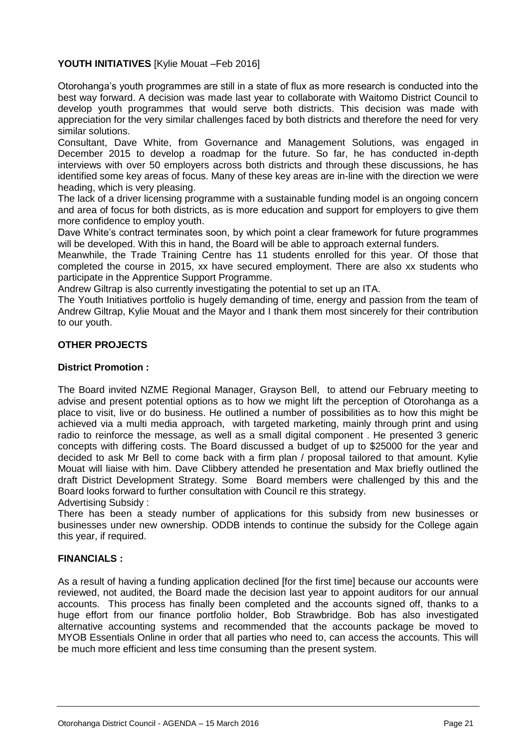**YOUTH INITIATIVES** [Kylie Mouat –Feb 2016]

Otorohanga's youth programmes are still in a state of flux as more research is conducted into the best way forward. A decision was made last year to collaborate with Waitomo District Council to develop youth programmes that would serve both districts. This decision was made with appreciation for the very similar challenges faced by both districts and therefore the need for very similar solutions.

Consultant, Dave White, from Governance and Management Solutions, was engaged in December 2015 to develop a roadmap for the future. So far, he has conducted in-depth interviews with over 50 employers across both districts and through these discussions, he has identified some key areas of focus. Many of these key areas are in-line with the direction we were heading, which is very pleasing.

The lack of a driver licensing programme with a sustainable funding model is an ongoing concern and area of focus for both districts, as is more education and support for employers to give them more confidence to employ youth.

Dave White's contract terminates soon, by which point a clear framework for future programmes will be developed. With this in hand, the Board will be able to approach external funders.

Meanwhile, the Trade Training Centre has 11 students enrolled for this year. Of those that completed the course in 2015, xx have secured employment. There are also xx students who participate in the Apprentice Support Programme.

Andrew Giltrap is also currently investigating the potential to set up an ITA.

The Youth Initiatives portfolio is hugely demanding of time, energy and passion from the team of Andrew Giltrap, Kylie Mouat and the Mayor and I thank them most sincerely for their contribution to our youth.

**OTHER PROJECTS**

**District Promotion :**

The Board invited NZME Regional Manager, Grayson Bell, to attend our February meeting to advise and present potential options as to how we might lift the perception of Otorohanga as a place to visit, live or do business. He outlined a number of possibilities as to how this might be achieved via a multi media approach, with targeted marketing, mainly through print and using radio to reinforce the message, as well as a small digital component . He presented 3 generic concepts with differing costs. The Board discussed a budget of up to $25000 for the year and decided to ask Mr Bell to come back with a firm plan / proposal tailored to that amount. Kylie Mouat will liaise with him. Dave Clibbery attended he presentation and Max briefly outlined the draft District Development Strategy. Some Board members were challenged by this and the Board looks forward to further consultation with Council re this strategy.

Advertising Subsidy :

There has been a steady number of applications for this subsidy from new businesses or businesses under new ownership. ODDB intends to continue the subsidy for the College again this year, if required.

**FINANCIALS :**

As a result of having a funding application declined [for the first time] because our accounts were reviewed, not audited, the Board made the decision last year to appoint auditors for our annual accounts. This process has finally been completed and the accounts signed off, thanks to a huge effort from our finance portfolio holder, Bob Strawbridge. Bob has also investigated alternative accounting systems and recommended that the accounts package be moved to MYOB Essentials Online in order that all parties who need to, can access the accounts. This will be much more efficient and less time consuming than the present system.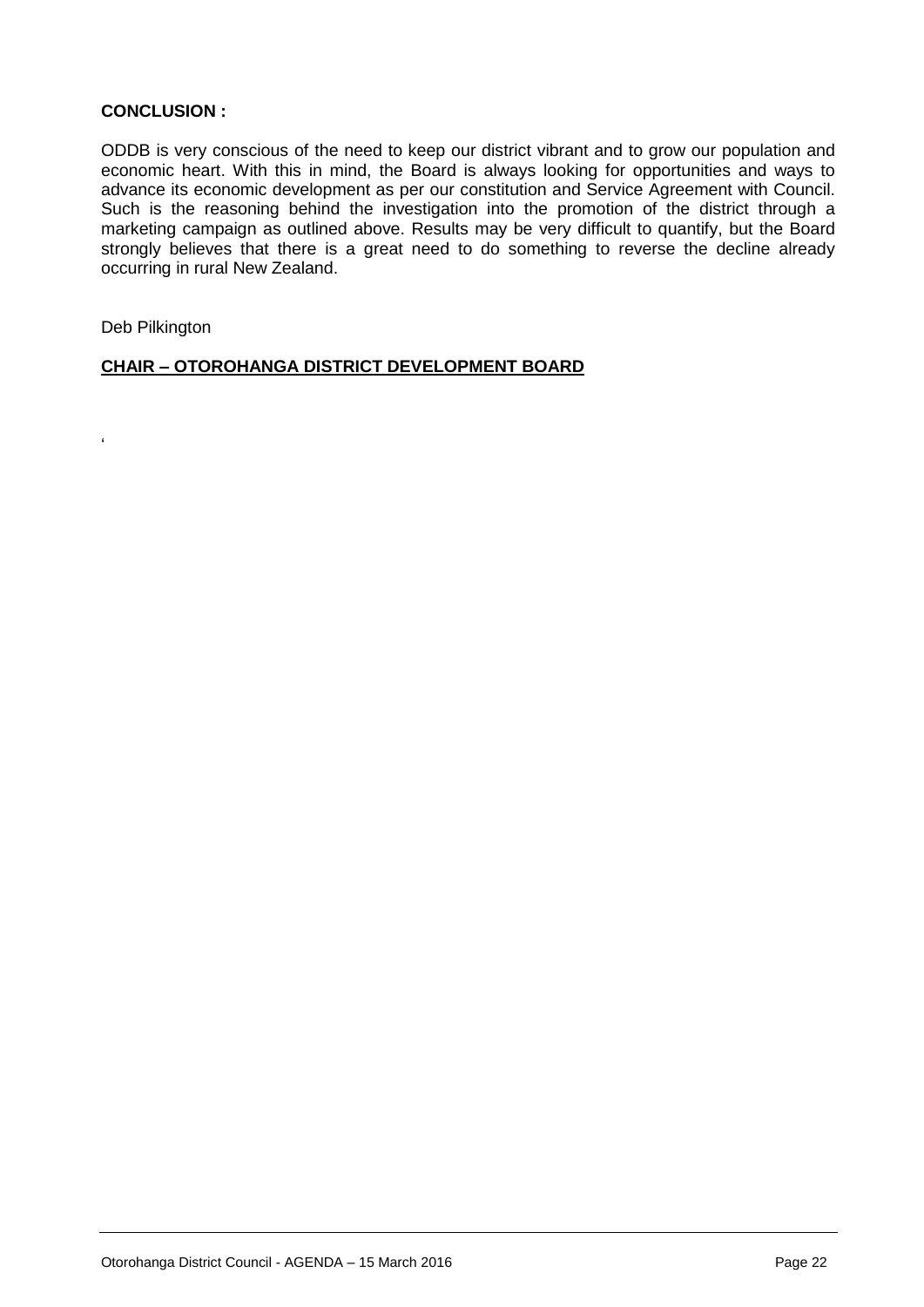**CONCLUSION :**

ODDB is very conscious of the need to keep our district vibrant and to grow our population and economic heart. With this in mind, the Board is always looking for opportunities and ways to advance its economic development as per our constitution and Service Agreement with Council. Such is the reasoning behind the investigation into the promotion of the district through a marketing campaign as outlined above. Results may be very difficult to quantify, but the Board strongly believes that there is a great need to do something to reverse the decline already occurring in rural New Zealand.

Deb Pilkington

**CHAIR – OTOROHANGA DISTRICT DEVELOPMENT BOARD**

‘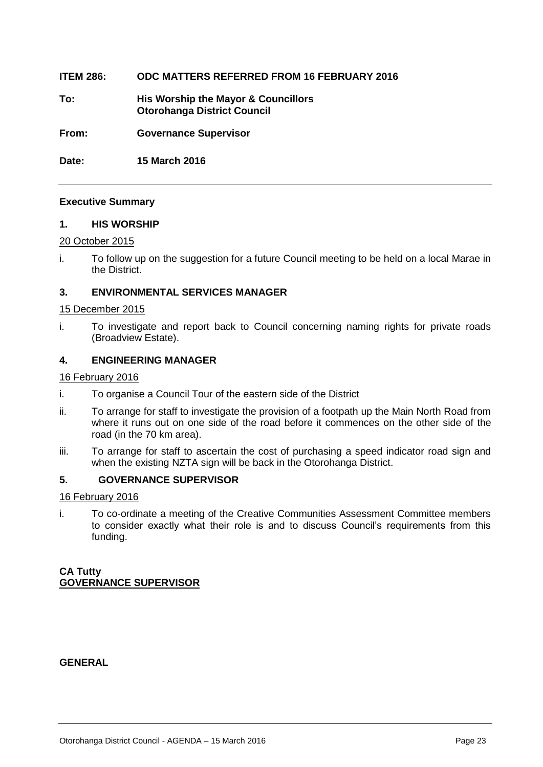**ITEM 286: ODC MATTERS REFERRED FROM 16 FEBRUARY 2016**

**To:** **His Worship the Mayor & Councillors**
**Otorohanga District Council**

**From:** **Governance Supervisor**

**Date:** **15 March 2016**

---

**Executive Summary**

**1. HIS WORSHIP**

20 October 2015

i. To follow up on the suggestion for a future Council meeting to be held on a local Marae in the District.

**3. ENVIRONMENTAL SERVICES MANAGER**

15 December 2015

i. To investigate and report back to Council concerning naming rights for private roads (Broadview Estate).

**4. ENGINEERING MANAGER**

16 February 2016

i. To organise a Council Tour of the eastern side of the District

ii. To arrange for staff to investigate the provision of a footpath up the Main North Road from where it runs out on one side of the road before it commences on the other side of the road (in the 70 km area).

iii. To arrange for staff to ascertain the cost of purchasing a speed indicator road sign and when the existing NZTA sign will be back in the Otorohanga District.

**5. GOVERNANCE SUPERVISOR**

16 February 2016

i. To co-ordinate a meeting of the Creative Communities Assessment Committee members to consider exactly what their role is and to discuss Council's requirements from this funding.

**CA Tutty**
**GOVERNANCE SUPERVISOR**

**GENERAL**